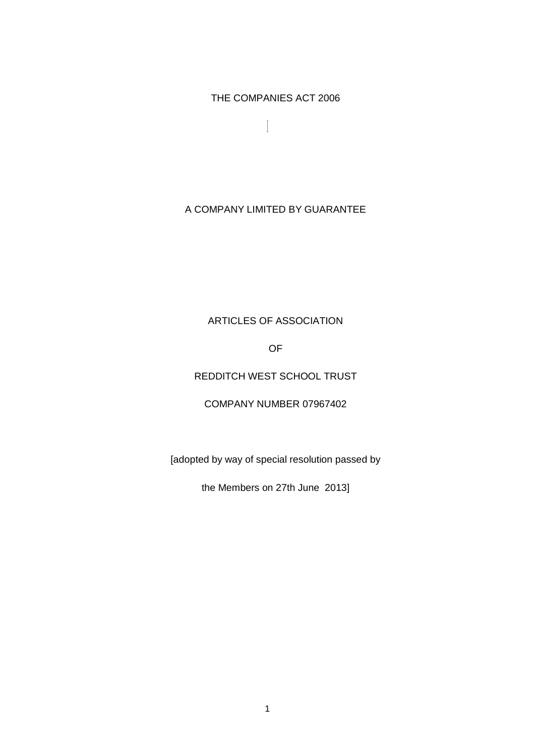THE COMPANIES ACT 2006

A COMPANY LIMITED BY GUARANTEE

ARTICLES OF ASSOCIATION

OF

REDDITCH WEST SCHOOL TRUST

COMPANY NUMBER 07967402

[adopted by way of special resolution passed by

the Members on 27th June 2013]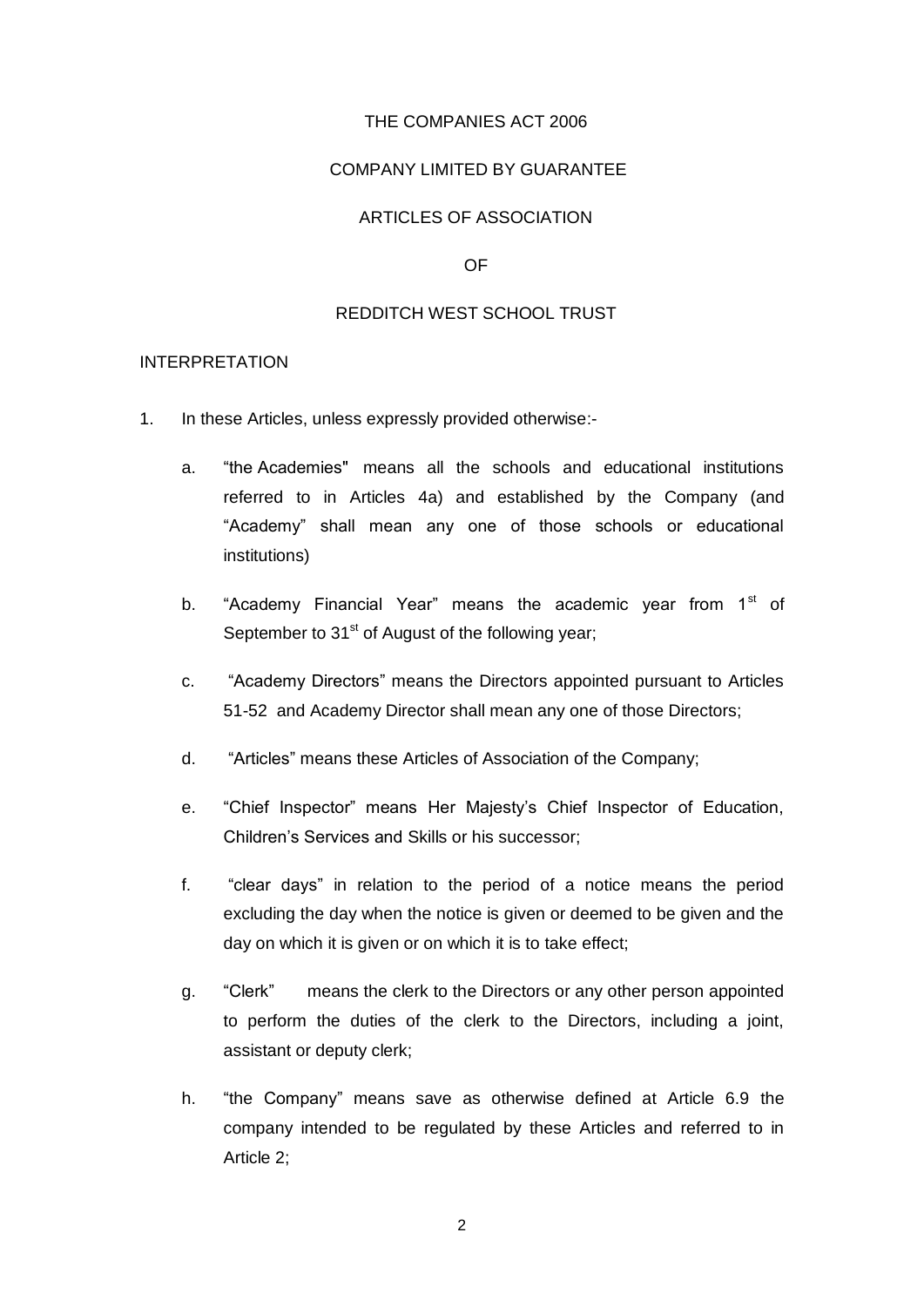THE COMPANIES ACT 2006

COMPANY LIMITED BY GUARANTEE

ARTICLES OF ASSOCIATION

OF

REDDITCH WEST SCHOOL TRUST

INTERPRETATION

1. In these Articles, unless expressly provided otherwise:-

   a. "the Academies" means all the schools and educational institutions referred to in Articles 4a) and established by the Company (and "Academy" shall mean any one of those schools or educational institutions)

   b. "Academy Financial Year" means the academic year from 1st of September to 31st of August of the following year;

   c. "Academy Directors" means the Directors appointed pursuant to Articles 51-52 and Academy Director shall mean any one of those Directors;

   d. "Articles" means these Articles of Association of the Company;

   e. "Chief Inspector" means Her Majesty's Chief Inspector of Education, Children's Services and Skills or his successor;

   f. "clear days" in relation to the period of a notice means the period excluding the day when the notice is given or deemed to be given and the day on which it is given or on which it is to take effect;

   g. "Clerk" means the clerk to the Directors or any other person appointed to perform the duties of the clerk to the Directors, including a joint, assistant or deputy clerk;

   h. "the Company" means save as otherwise defined at Article 6.9 the company intended to be regulated by these Articles and referred to in Article 2;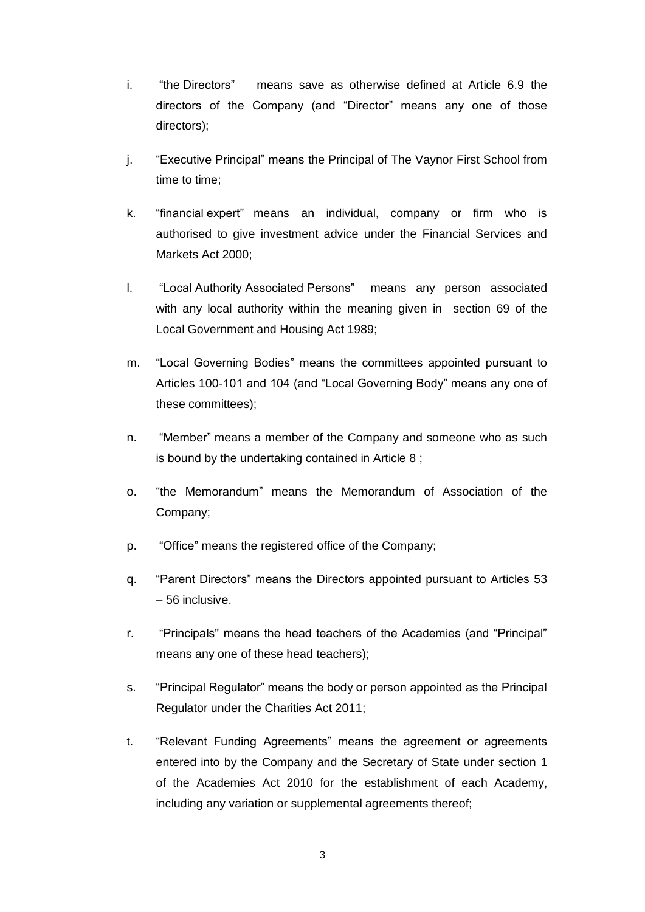i. "the Directors" means save as otherwise defined at Article 6.9 the directors of the Company (and "Director" means any one of those directors);

j. "Executive Principal" means the Principal of The Vaynor First School from time to time;

k. "financial expert" means an individual, company or firm who is authorised to give investment advice under the Financial Services and Markets Act 2000;

l. "Local Authority Associated Persons" means any person associated with any local authority within the meaning given in section 69 of the Local Government and Housing Act 1989;

m. "Local Governing Bodies" means the committees appointed pursuant to Articles 100-101 and 104 (and "Local Governing Body" means any one of these committees);

n. "Member" means a member of the Company and someone who as such is bound by the undertaking contained in Article 8 ;

o. "the Memorandum" means the Memorandum of Association of the Company;

p. "Office" means the registered office of the Company;

q. "Parent Directors" means the Directors appointed pursuant to Articles 53 – 56 inclusive.

r. "Principals" means the head teachers of the Academies (and "Principal" means any one of these head teachers);

s. "Principal Regulator" means the body or person appointed as the Principal Regulator under the Charities Act 2011;

t. "Relevant Funding Agreements" means the agreement or agreements entered into by the Company and the Secretary of State under section 1 of the Academies Act 2010 for the establishment of each Academy, including any variation or supplemental agreements thereof;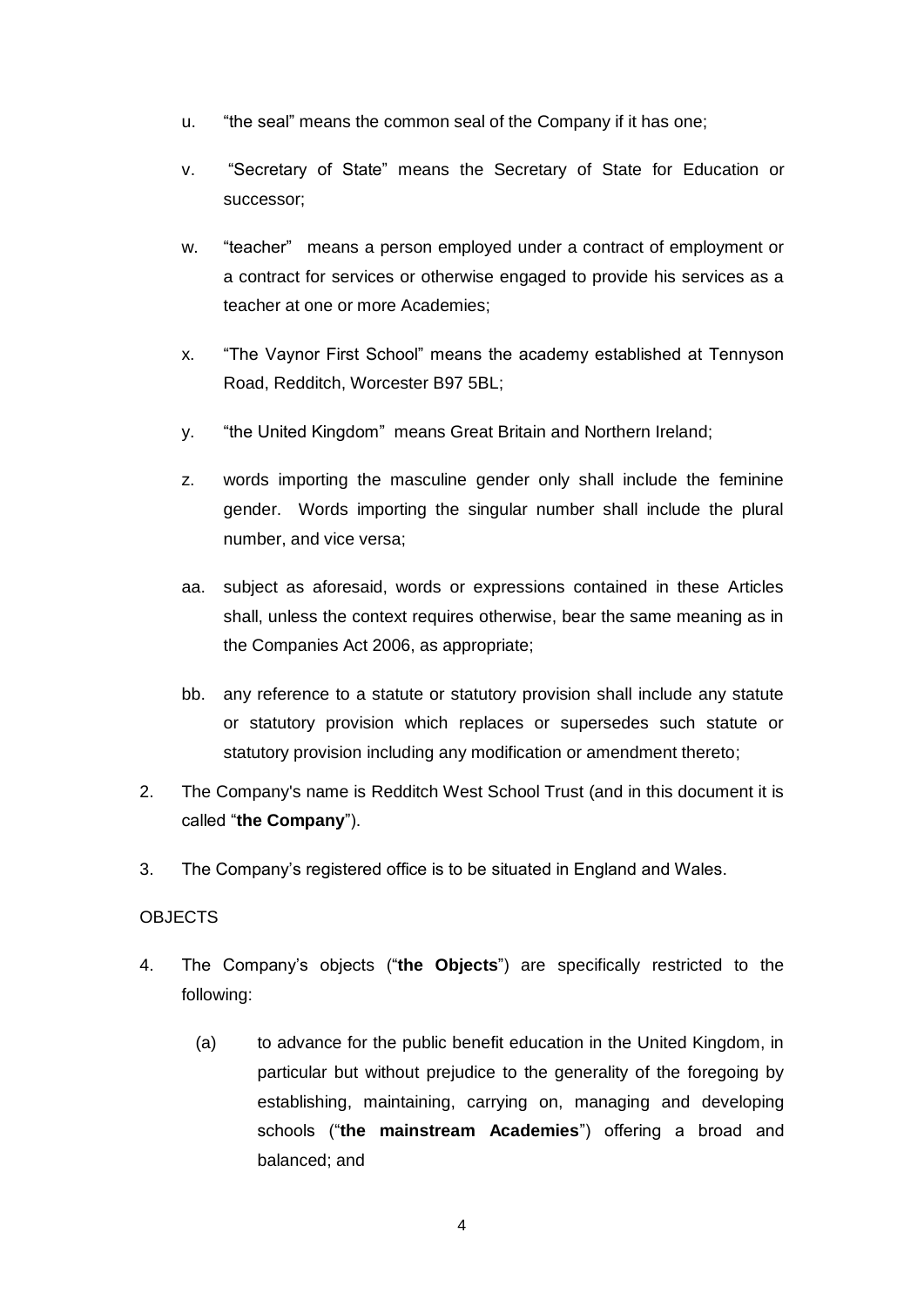u. "the seal" means the common seal of the Company if it has one;

v. "Secretary of State" means the Secretary of State for Education or successor;

w. "teacher" means a person employed under a contract of employment or a contract for services or otherwise engaged to provide his services as a teacher at one or more Academies;

x. "The Vaynor First School" means the academy established at Tennyson Road, Redditch, Worcester B97 5BL;

y. "the United Kingdom" means Great Britain and Northern Ireland;

z. words importing the masculine gender only shall include the feminine gender. Words importing the singular number shall include the plural number, and vice versa;

aa. subject as aforesaid, words or expressions contained in these Articles shall, unless the context requires otherwise, bear the same meaning as in the Companies Act 2006, as appropriate;

bb. any reference to a statute or statutory provision shall include any statute or statutory provision which replaces or supersedes such statute or statutory provision including any modification or amendment thereto;

2. The Company's name is Redditch West School Trust (and in this document it is called "**the Company**").

3. The Company's registered office is to be situated in England and Wales.

OBJECTS

4. The Company's objects ("**the Objects**") are specifically restricted to the following:

   (a) to advance for the public benefit education in the United Kingdom, in particular but without prejudice to the generality of the foregoing by establishing, maintaining, carrying on, managing and developing schools ("**the mainstream Academies**") offering a broad and balanced; and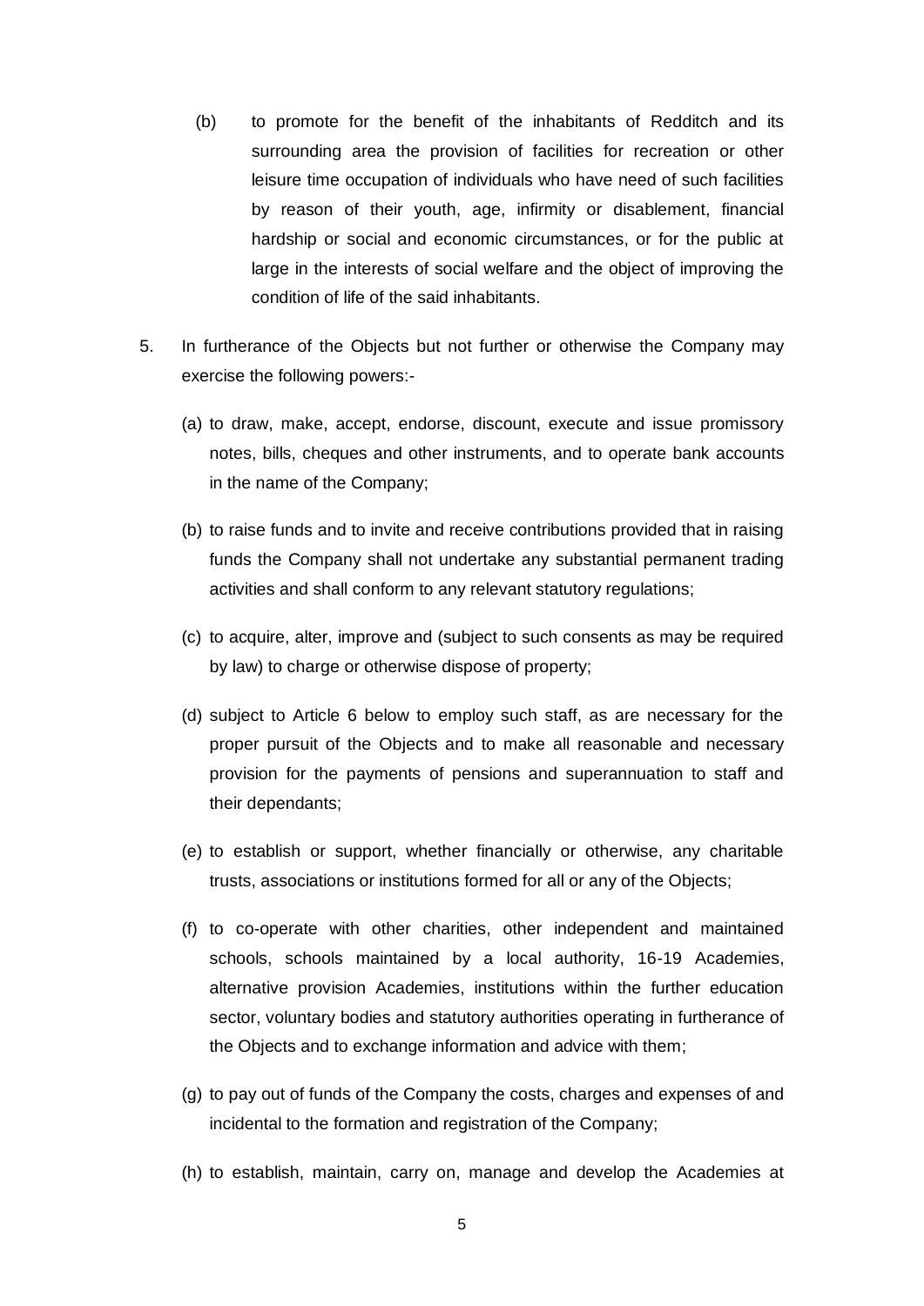(b) to promote for the benefit of the inhabitants of Redditch and its surrounding area the provision of facilities for recreation or other leisure time occupation of individuals who have need of such facilities by reason of their youth, age, infirmity or disablement, financial hardship or social and economic circumstances, or for the public at large in the interests of social welfare and the object of improving the condition of life of the said inhabitants.

5. In furtherance of the Objects but not further or otherwise the Company may exercise the following powers:-

(a) to draw, make, accept, endorse, discount, execute and issue promissory notes, bills, cheques and other instruments, and to operate bank accounts in the name of the Company;

(b) to raise funds and to invite and receive contributions provided that in raising funds the Company shall not undertake any substantial permanent trading activities and shall conform to any relevant statutory regulations;

(c) to acquire, alter, improve and (subject to such consents as may be required by law) to charge or otherwise dispose of property;

(d) subject to Article 6 below to employ such staff, as are necessary for the proper pursuit of the Objects and to make all reasonable and necessary provision for the payments of pensions and superannuation to staff and their dependants;

(e) to establish or support, whether financially or otherwise, any charitable trusts, associations or institutions formed for all or any of the Objects;

(f) to co-operate with other charities, other independent and maintained schools, schools maintained by a local authority, 16-19 Academies, alternative provision Academies, institutions within the further education sector, voluntary bodies and statutory authorities operating in furtherance of the Objects and to exchange information and advice with them;

(g) to pay out of funds of the Company the costs, charges and expenses of and incidental to the formation and registration of the Company;

(h) to establish, maintain, carry on, manage and develop the Academies at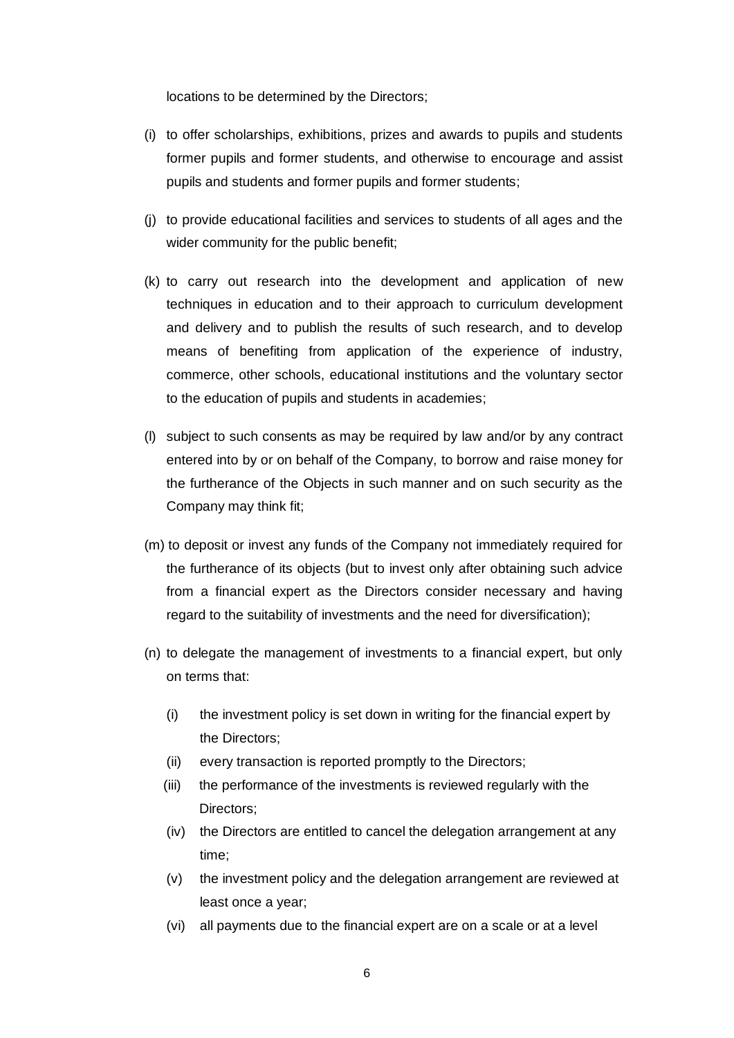locations to be determined by the Directors;

(i) to offer scholarships, exhibitions, prizes and awards to pupils and students former pupils and former students, and otherwise to encourage and assist pupils and students and former pupils and former students;

(j) to provide educational facilities and services to students of all ages and the wider community for the public benefit;

(k) to carry out research into the development and application of new techniques in education and to their approach to curriculum development and delivery and to publish the results of such research, and to develop means of benefiting from application of the experience of industry, commerce, other schools, educational institutions and the voluntary sector to the education of pupils and students in academies;

(l) subject to such consents as may be required by law and/or by any contract entered into by or on behalf of the Company, to borrow and raise money for the furtherance of the Objects in such manner and on such security as the Company may think fit;

(m) to deposit or invest any funds of the Company not immediately required for the furtherance of its objects (but to invest only after obtaining such advice from a financial expert as the Directors consider necessary and having regard to the suitability of investments and the need for diversification);

(n) to delegate the management of investments to a financial expert, but only on terms that:

   (i) the investment policy is set down in writing for the financial expert by the Directors;
   
   (ii) every transaction is reported promptly to the Directors;
   
   (iii) the performance of the investments is reviewed regularly with the Directors;
   
   (iv) the Directors are entitled to cancel the delegation arrangement at any time;
   
   (v) the investment policy and the delegation arrangement are reviewed at least once a year;
   
   (vi) all payments due to the financial expert are on a scale or at a level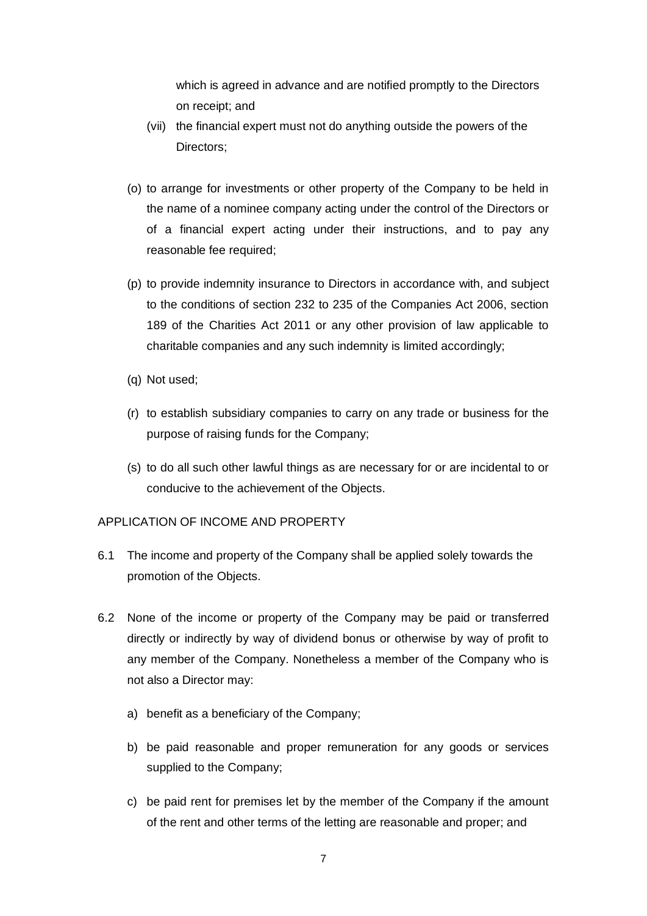which is agreed in advance and are notified promptly to the Directors on receipt; and

(vii) the financial expert must not do anything outside the powers of the Directors;

(o) to arrange for investments or other property of the Company to be held in the name of a nominee company acting under the control of the Directors or of a financial expert acting under their instructions, and to pay any reasonable fee required;

(p) to provide indemnity insurance to Directors in accordance with, and subject to the conditions of section 232 to 235 of the Companies Act 2006, section 189 of the Charities Act 2011 or any other provision of law applicable to charitable companies and any such indemnity is limited accordingly;

(q) Not used;

(r) to establish subsidiary companies to carry on any trade or business for the purpose of raising funds for the Company;

(s) to do all such other lawful things as are necessary for or are incidental to or conducive to the achievement of the Objects.

APPLICATION OF INCOME AND PROPERTY

6.1 The income and property of the Company shall be applied solely towards the promotion of the Objects.

6.2 None of the income or property of the Company may be paid or transferred directly or indirectly by way of dividend bonus or otherwise by way of profit to any member of the Company. Nonetheless a member of the Company who is not also a Director may:

a) benefit as a beneficiary of the Company;

b) be paid reasonable and proper remuneration for any goods or services supplied to the Company;

c) be paid rent for premises let by the member of the Company if the amount of the rent and other terms of the letting are reasonable and proper; and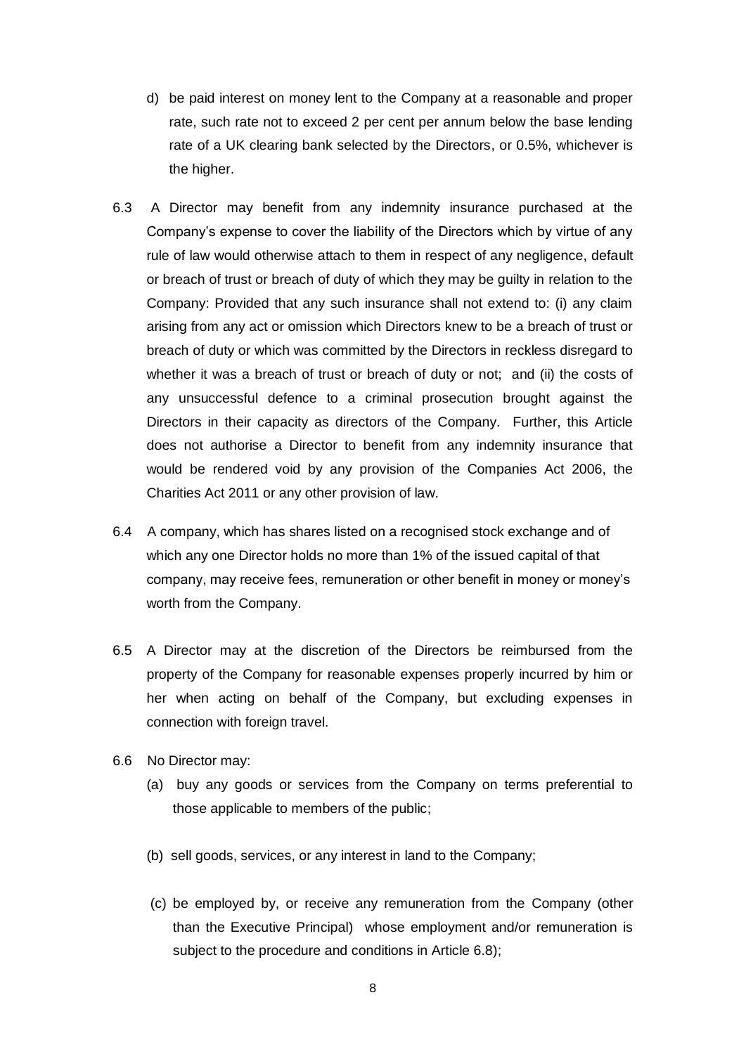d) be paid interest on money lent to the Company at a reasonable and proper rate, such rate not to exceed 2 per cent per annum below the base lending rate of a UK clearing bank selected by the Directors, or 0.5%, whichever is the higher.

6.3 A Director may benefit from any indemnity insurance purchased at the Company's expense to cover the liability of the Directors which by virtue of any rule of law would otherwise attach to them in respect of any negligence, default or breach of trust or breach of duty of which they may be guilty in relation to the Company: Provided that any such insurance shall not extend to: (i) any claim arising from any act or omission which Directors knew to be a breach of trust or breach of duty or which was committed by the Directors in reckless disregard to whether it was a breach of trust or breach of duty or not; and (ii) the costs of any unsuccessful defence to a criminal prosecution brought against the Directors in their capacity as directors of the Company. Further, this Article does not authorise a Director to benefit from any indemnity insurance that would be rendered void by any provision of the Companies Act 2006, the Charities Act 2011 or any other provision of law.

6.4 A company, which has shares listed on a recognised stock exchange and of which any one Director holds no more than 1% of the issued capital of that company, may receive fees, remuneration or other benefit in money or money's worth from the Company.

6.5 A Director may at the discretion of the Directors be reimbursed from the property of the Company for reasonable expenses properly incurred by him or her when acting on behalf of the Company, but excluding expenses in connection with foreign travel.

6.6 No Director may:

(a) buy any goods or services from the Company on terms preferential to those applicable to members of the public;

(b) sell goods, services, or any interest in land to the Company;

(c) be employed by, or receive any remuneration from the Company (other than the Executive Principal) whose employment and/or remuneration is subject to the procedure and conditions in Article 6.8);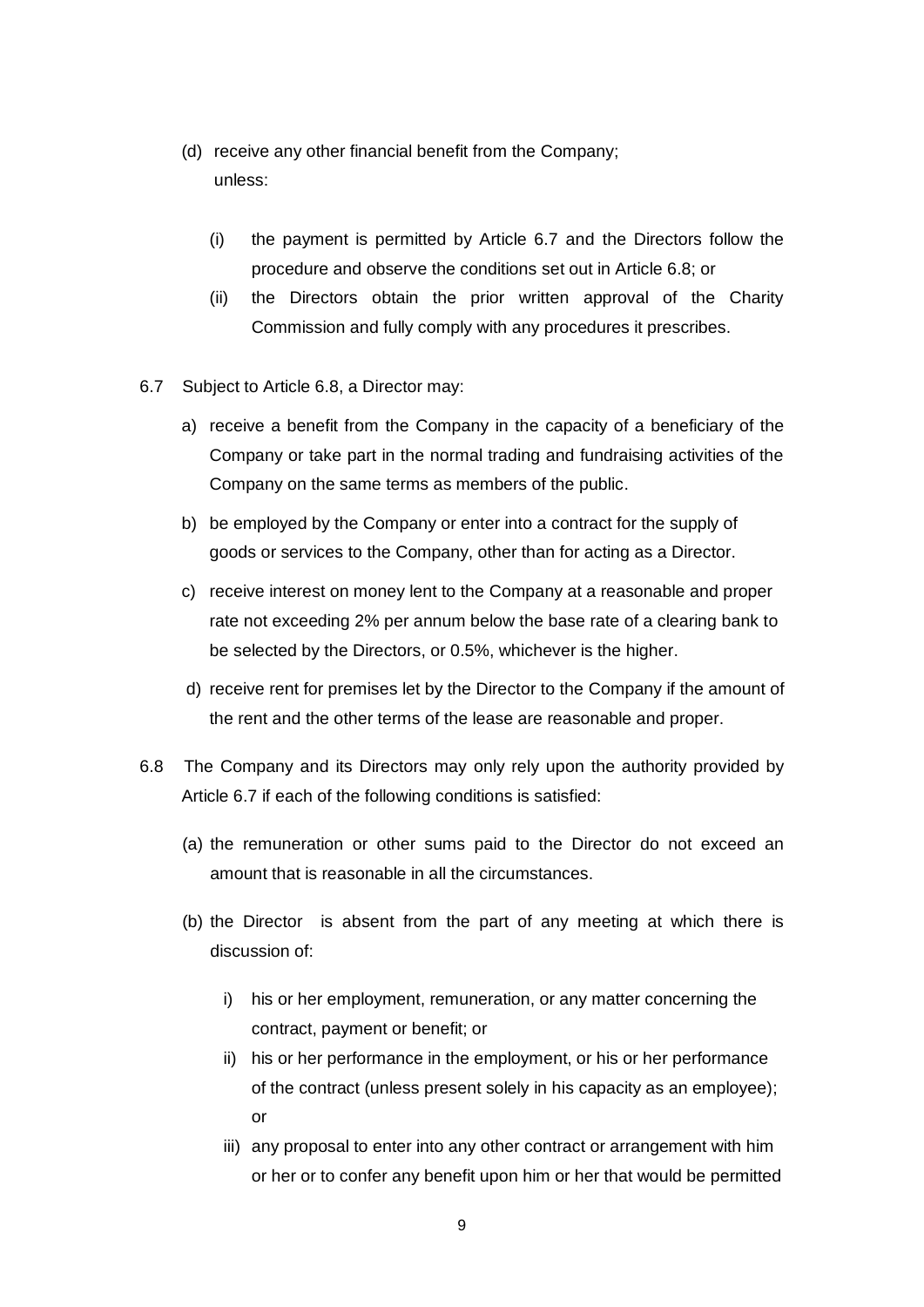(d) receive any other financial benefit from the Company;
    unless:

    (i) the payment is permitted by Article 6.7 and the Directors follow the procedure and observe the conditions set out in Article 6.8; or
    (ii) the Directors obtain the prior written approval of the Charity Commission and fully comply with any procedures it prescribes.

6.7 Subject to Article 6.8, a Director may:

a) receive a benefit from the Company in the capacity of a beneficiary of the Company or take part in the normal trading and fundraising activities of the Company on the same terms as members of the public.

b) be employed by the Company or enter into a contract for the supply of goods or services to the Company, other than for acting as a Director.

c) receive interest on money lent to the Company at a reasonable and proper rate not exceeding 2% per annum below the base rate of a clearing bank to be selected by the Directors, or 0.5%, whichever is the higher.

d) receive rent for premises let by the Director to the Company if the amount of the rent and the other terms of the lease are reasonable and proper.

6.8 The Company and its Directors may only rely upon the authority provided by Article 6.7 if each of the following conditions is satisfied:

(a) the remuneration or other sums paid to the Director do not exceed an amount that is reasonable in all the circumstances.

(b) the Director is absent from the part of any meeting at which there is discussion of:

   i) his or her employment, remuneration, or any matter concerning the contract, payment or benefit; or
   ii) his or her performance in the employment, or his or her performance of the contract (unless present solely in his capacity as an employee); or
   iii) any proposal to enter into any other contract or arrangement with him or her or to confer any benefit upon him or her that would be permitted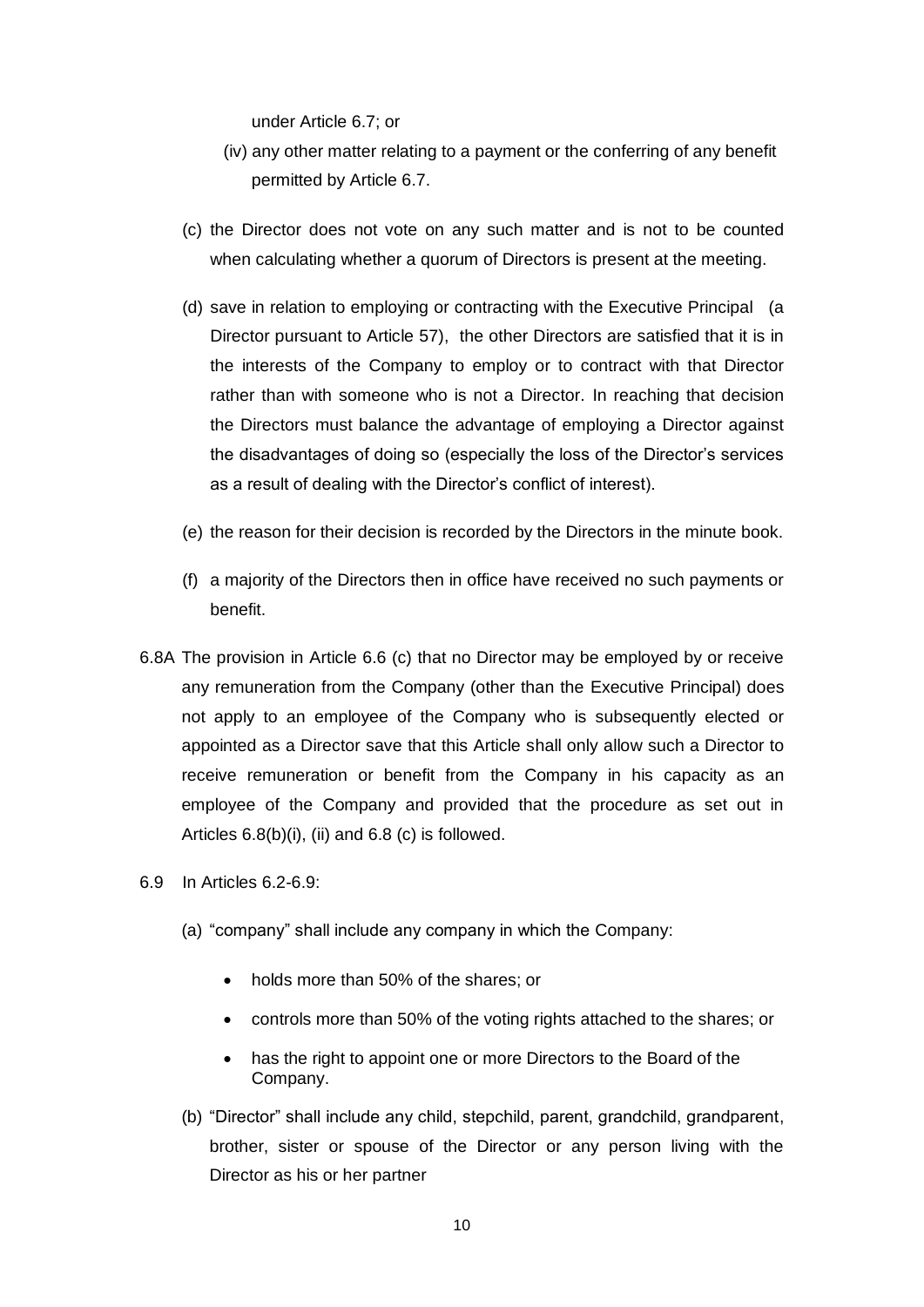under Article 6.7; or

(iv) any other matter relating to a payment or the conferring of any benefit permitted by Article 6.7.

(c) the Director does not vote on any such matter and is not to be counted when calculating whether a quorum of Directors is present at the meeting.

(d) save in relation to employing or contracting with the Executive Principal (a Director pursuant to Article 57), the other Directors are satisfied that it is in the interests of the Company to employ or to contract with that Director rather than with someone who is not a Director. In reaching that decision the Directors must balance the advantage of employing a Director against the disadvantages of doing so (especially the loss of the Director's services as a result of dealing with the Director's conflict of interest).

(e) the reason for their decision is recorded by the Directors in the minute book.

(f) a majority of the Directors then in office have received no such payments or benefit.

6.8A The provision in Article 6.6 (c) that no Director may be employed by or receive any remuneration from the Company (other than the Executive Principal) does not apply to an employee of the Company who is subsequently elected or appointed as a Director save that this Article shall only allow such a Director to receive remuneration or benefit from the Company in his capacity as an employee of the Company and provided that the procedure as set out in Articles 6.8(b)(i), (ii) and 6.8 (c) is followed.

6.9 In Articles 6.2-6.9:

(a) "company" shall include any company in which the Company:

- holds more than 50% of the shares; or
- controls more than 50% of the voting rights attached to the shares; or
- has the right to appoint one or more Directors to the Board of the Company.

(b) "Director" shall include any child, stepchild, parent, grandchild, grandparent, brother, sister or spouse of the Director or any person living with the Director as his or her partner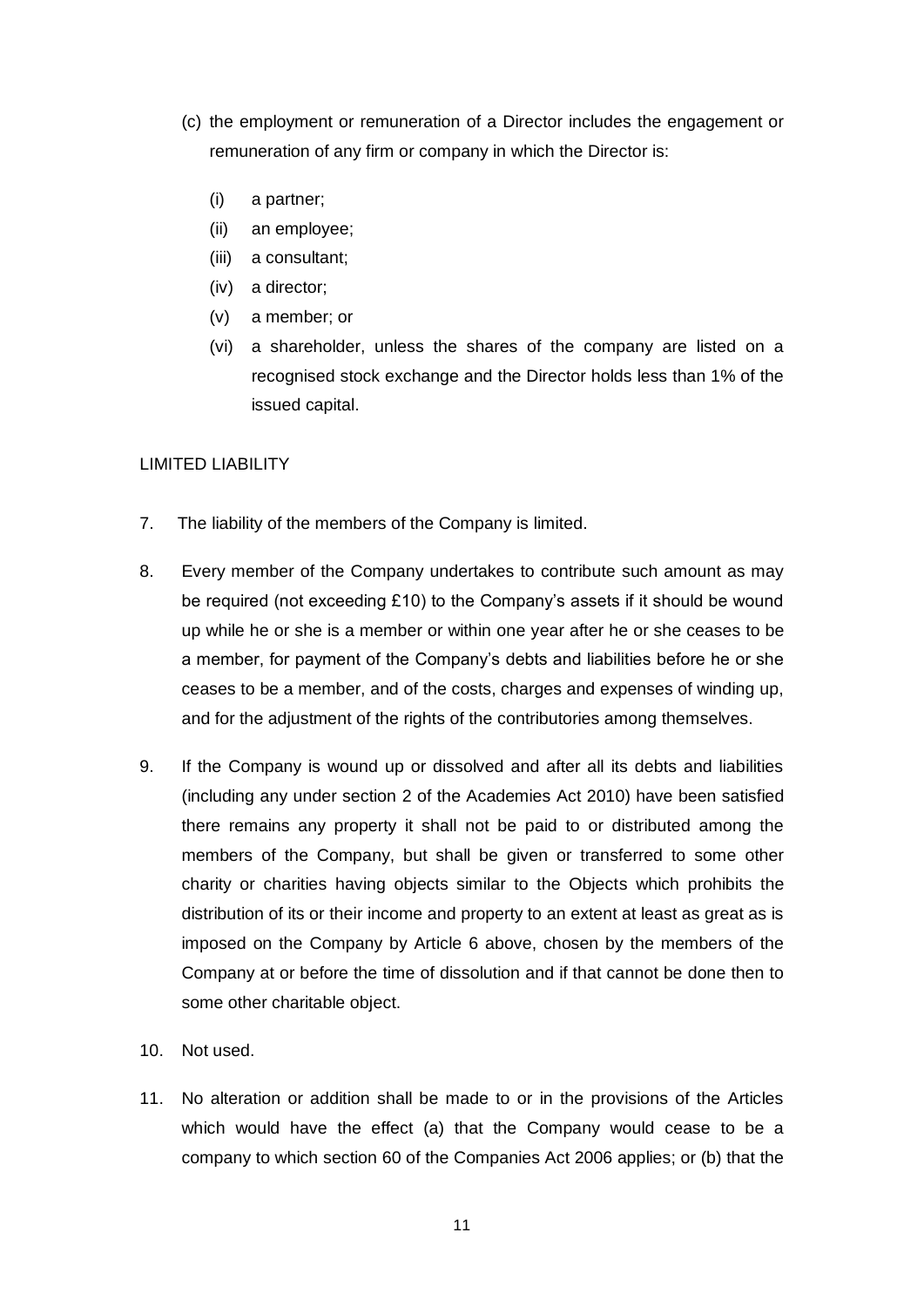(c) the employment or remuneration of a Director includes the engagement or remuneration of any firm or company in which the Director is:

  (i) a partner;
  (ii) an employee;
  (iii) a consultant;
  (iv) a director;
  (v) a member; or
  (vi) a shareholder, unless the shares of the company are listed on a recognised stock exchange and the Director holds less than 1% of the issued capital.

LIMITED LIABILITY

7. The liability of the members of the Company is limited.

8. Every member of the Company undertakes to contribute such amount as may be required (not exceeding £10) to the Company's assets if it should be wound up while he or she is a member or within one year after he or she ceases to be a member, for payment of the Company's debts and liabilities before he or she ceases to be a member, and of the costs, charges and expenses of winding up, and for the adjustment of the rights of the contributories among themselves.

9. If the Company is wound up or dissolved and after all its debts and liabilities (including any under section 2 of the Academies Act 2010) have been satisfied there remains any property it shall not be paid to or distributed among the members of the Company, but shall be given or transferred to some other charity or charities having objects similar to the Objects which prohibits the distribution of its or their income and property to an extent at least as great as is imposed on the Company by Article 6 above, chosen by the members of the Company at or before the time of dissolution and if that cannot be done then to some other charitable object.

10. Not used.

11. No alteration or addition shall be made to or in the provisions of the Articles which would have the effect (a) that the Company would cease to be a company to which section 60 of the Companies Act 2006 applies; or (b) that the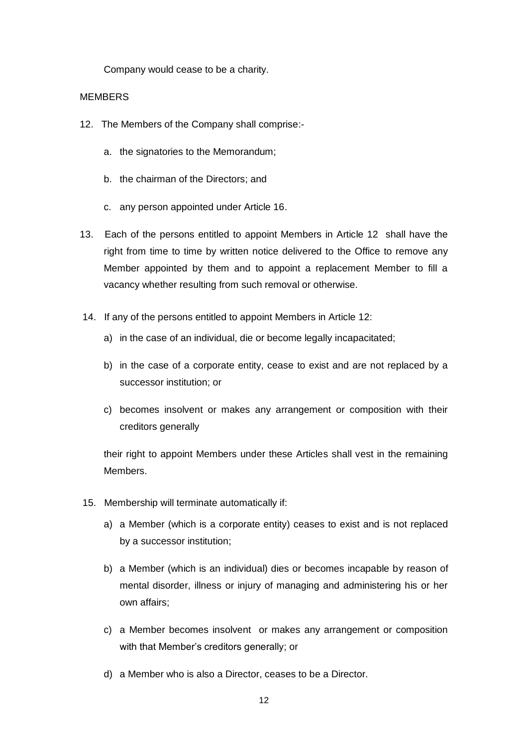Company would cease to be a charity.

MEMBERS

12. The Members of the Company shall comprise:-

    a. the signatories to the Memorandum;

    b. the chairman of the Directors; and

    c. any person appointed under Article 16.

13. Each of the persons entitled to appoint Members in Article 12 shall have the right from time to time by written notice delivered to the Office to remove any Member appointed by them and to appoint a replacement Member to fill a vacancy whether resulting from such removal or otherwise.

14. If any of the persons entitled to appoint Members in Article 12:

    a) in the case of an individual, die or become legally incapacitated;

    b) in the case of a corporate entity, cease to exist and are not replaced by a successor institution; or

    c) becomes insolvent or makes any arrangement or composition with their creditors generally

    their right to appoint Members under these Articles shall vest in the remaining Members.

15. Membership will terminate automatically if:

    a) a Member (which is a corporate entity) ceases to exist and is not replaced by a successor institution;

    b) a Member (which is an individual) dies or becomes incapable by reason of mental disorder, illness or injury of managing and administering his or her own affairs;

    c) a Member becomes insolvent or makes any arrangement or composition with that Member's creditors generally; or

    d) a Member who is also a Director, ceases to be a Director.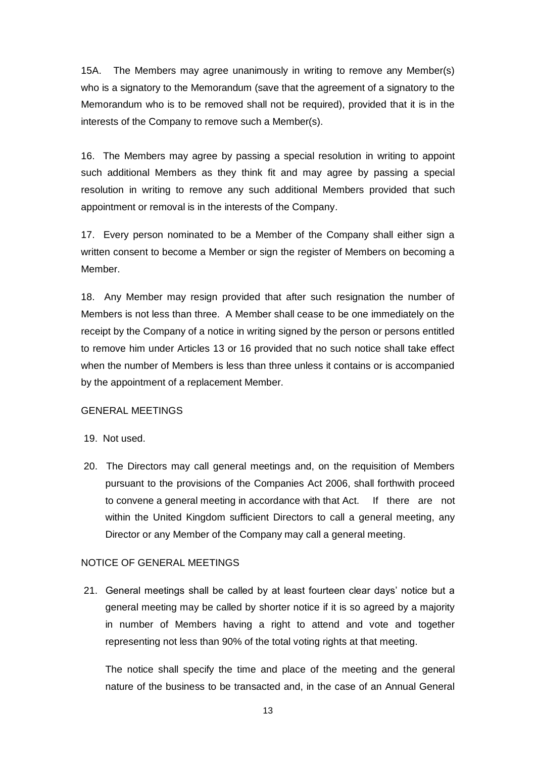15A. The Members may agree unanimously in writing to remove any Member(s) who is a signatory to the Memorandum (save that the agreement of a signatory to the Memorandum who is to be removed shall not be required), provided that it is in the interests of the Company to remove such a Member(s).

16. The Members may agree by passing a special resolution in writing to appoint such additional Members as they think fit and may agree by passing a special resolution in writing to remove any such additional Members provided that such appointment or removal is in the interests of the Company.

17. Every person nominated to be a Member of the Company shall either sign a written consent to become a Member or sign the register of Members on becoming a Member.

18. Any Member may resign provided that after such resignation the number of Members is not less than three. A Member shall cease to be one immediately on the receipt by the Company of a notice in writing signed by the person or persons entitled to remove him under Articles 13 or 16 provided that no such notice shall take effect when the number of Members is less than three unless it contains or is accompanied by the appointment of a replacement Member.

GENERAL MEETINGS

19. Not used.

20. The Directors may call general meetings and, on the requisition of Members pursuant to the provisions of the Companies Act 2006, shall forthwith proceed to convene a general meeting in accordance with that Act. If there are not within the United Kingdom sufficient Directors to call a general meeting, any Director or any Member of the Company may call a general meeting.

NOTICE OF GENERAL MEETINGS

21. General meetings shall be called by at least fourteen clear days' notice but a general meeting may be called by shorter notice if it is so agreed by a majority in number of Members having a right to attend and vote and together representing not less than 90% of the total voting rights at that meeting.

    The notice shall specify the time and place of the meeting and the general nature of the business to be transacted and, in the case of an Annual General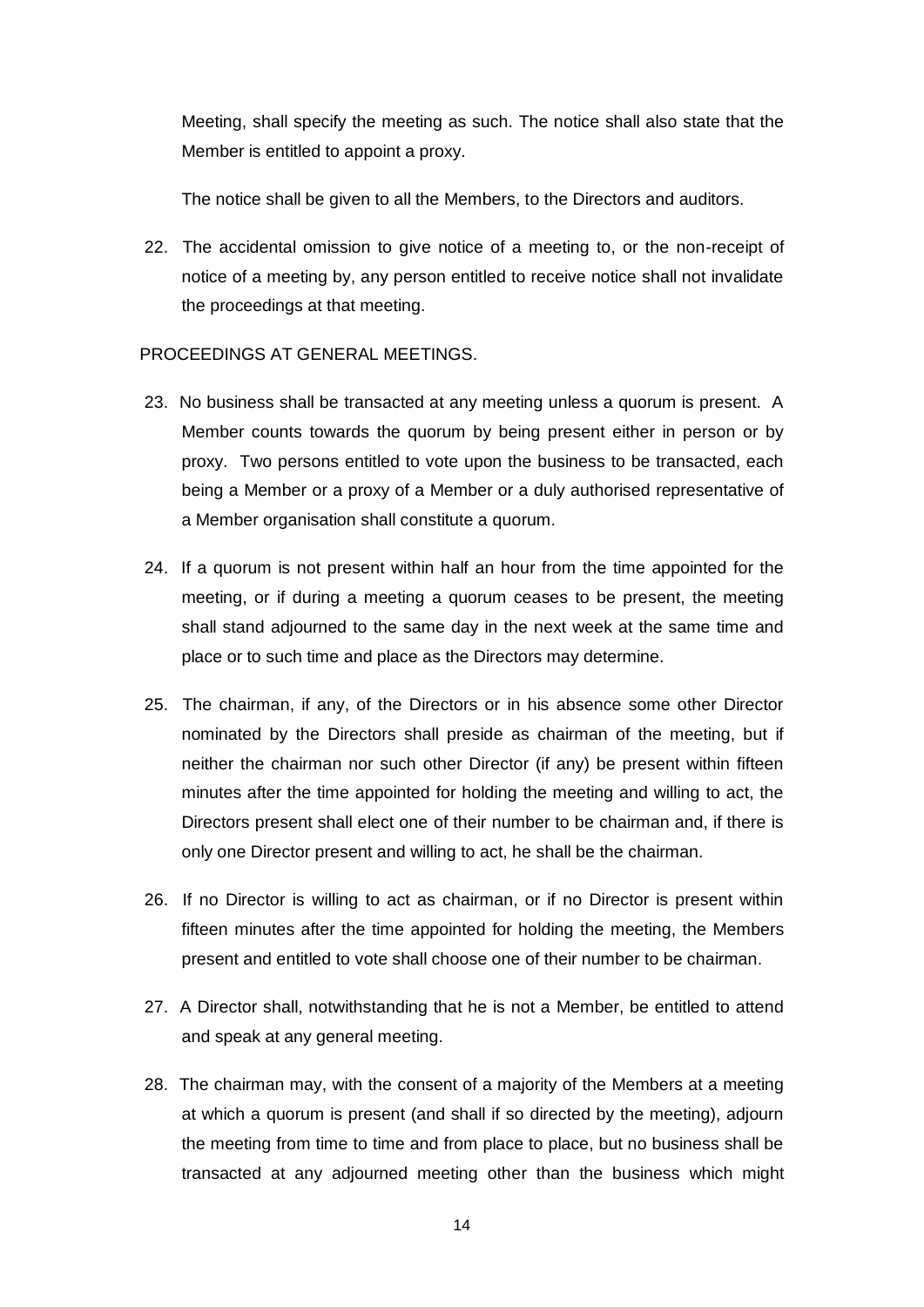Meeting, shall specify the meeting as such. The notice shall also state that the Member is entitled to appoint a proxy.

The notice shall be given to all the Members, to the Directors and auditors.

22. The accidental omission to give notice of a meeting to, or the non-receipt of notice of a meeting by, any person entitled to receive notice shall not invalidate the proceedings at that meeting.

PROCEEDINGS AT GENERAL MEETINGS.

23. No business shall be transacted at any meeting unless a quorum is present. A Member counts towards the quorum by being present either in person or by proxy. Two persons entitled to vote upon the business to be transacted, each being a Member or a proxy of a Member or a duly authorised representative of a Member organisation shall constitute a quorum.

24. If a quorum is not present within half an hour from the time appointed for the meeting, or if during a meeting a quorum ceases to be present, the meeting shall stand adjourned to the same day in the next week at the same time and place or to such time and place as the Directors may determine.

25. The chairman, if any, of the Directors or in his absence some other Director nominated by the Directors shall preside as chairman of the meeting, but if neither the chairman nor such other Director (if any) be present within fifteen minutes after the time appointed for holding the meeting and willing to act, the Directors present shall elect one of their number to be chairman and, if there is only one Director present and willing to act, he shall be the chairman.

26. If no Director is willing to act as chairman, or if no Director is present within fifteen minutes after the time appointed for holding the meeting, the Members present and entitled to vote shall choose one of their number to be chairman.

27. A Director shall, notwithstanding that he is not a Member, be entitled to attend and speak at any general meeting.

28. The chairman may, with the consent of a majority of the Members at a meeting at which a quorum is present (and shall if so directed by the meeting), adjourn the meeting from time to time and from place to place, but no business shall be transacted at any adjourned meeting other than the business which might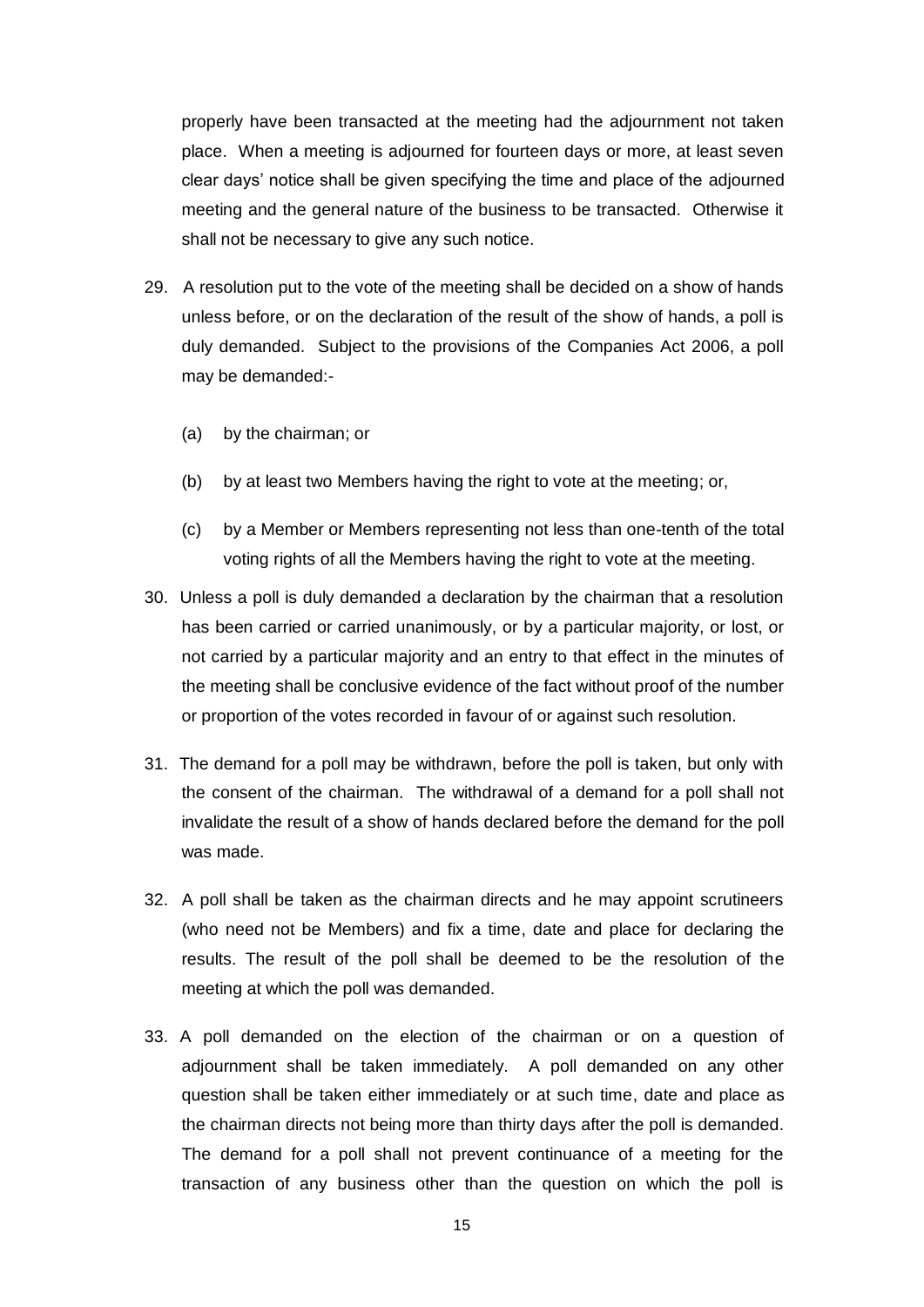properly have been transacted at the meeting had the adjournment not taken place. When a meeting is adjourned for fourteen days or more, at least seven clear days' notice shall be given specifying the time and place of the adjourned meeting and the general nature of the business to be transacted. Otherwise it shall not be necessary to give any such notice.

29. A resolution put to the vote of the meeting shall be decided on a show of hands unless before, or on the declaration of the result of the show of hands, a poll is duly demanded. Subject to the provisions of the Companies Act 2006, a poll may be demanded:-

    (a) by the chairman; or

    (b) by at least two Members having the right to vote at the meeting; or,

    (c) by a Member or Members representing not less than one-tenth of the total voting rights of all the Members having the right to vote at the meeting.

30. Unless a poll is duly demanded a declaration by the chairman that a resolution has been carried or carried unanimously, or by a particular majority, or lost, or not carried by a particular majority and an entry to that effect in the minutes of the meeting shall be conclusive evidence of the fact without proof of the number or proportion of the votes recorded in favour of or against such resolution.

31. The demand for a poll may be withdrawn, before the poll is taken, but only with the consent of the chairman. The withdrawal of a demand for a poll shall not invalidate the result of a show of hands declared before the demand for the poll was made.

32. A poll shall be taken as the chairman directs and he may appoint scrutineers (who need not be Members) and fix a time, date and place for declaring the results. The result of the poll shall be deemed to be the resolution of the meeting at which the poll was demanded.

33. A poll demanded on the election of the chairman or on a question of adjournment shall be taken immediately. A poll demanded on any other question shall be taken either immediately or at such time, date and place as the chairman directs not being more than thirty days after the poll is demanded. The demand for a poll shall not prevent continuance of a meeting for the transaction of any business other than the question on which the poll is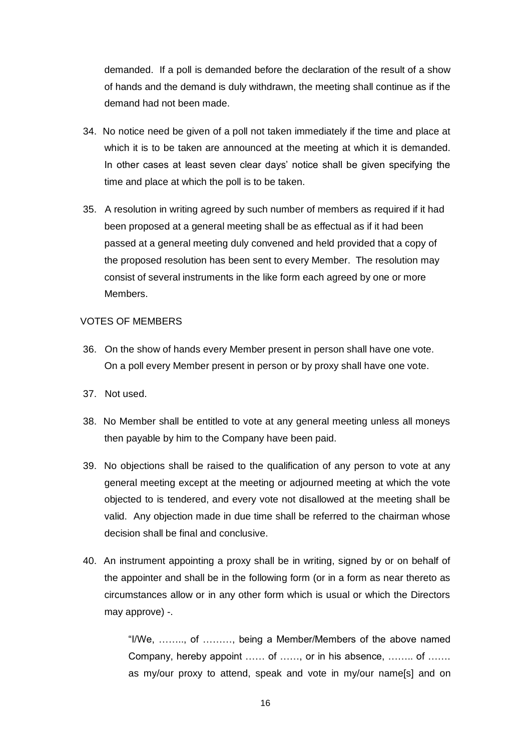demanded. If a poll is demanded before the declaration of the result of a show of hands and the demand is duly withdrawn, the meeting shall continue as if the demand had not been made.

34. No notice need be given of a poll not taken immediately if the time and place at which it is to be taken are announced at the meeting at which it is demanded. In other cases at least seven clear days' notice shall be given specifying the time and place at which the poll is to be taken.

35. A resolution in writing agreed by such number of members as required if it had been proposed at a general meeting shall be as effectual as if it had been passed at a general meeting duly convened and held provided that a copy of the proposed resolution has been sent to every Member. The resolution may consist of several instruments in the like form each agreed by one or more Members.

VOTES OF MEMBERS

36. On the show of hands every Member present in person shall have one vote. On a poll every Member present in person or by proxy shall have one vote.

37. Not used.

38. No Member shall be entitled to vote at any general meeting unless all moneys then payable by him to the Company have been paid.

39. No objections shall be raised to the qualification of any person to vote at any general meeting except at the meeting or adjourned meeting at which the vote objected to is tendered, and every vote not disallowed at the meeting shall be valid. Any objection made in due time shall be referred to the chairman whose decision shall be final and conclusive.

40. An instrument appointing a proxy shall be in writing, signed by or on behalf of the appointer and shall be in the following form (or in a form as near thereto as circumstances allow or in any other form which is usual or which the Directors may approve) -.

> "I/We, …….., of ………, being a Member/Members of the above named Company, hereby appoint …… of ……, or in his absence, …….. of ……. as my/our proxy to attend, speak and vote in my/our name[s] and on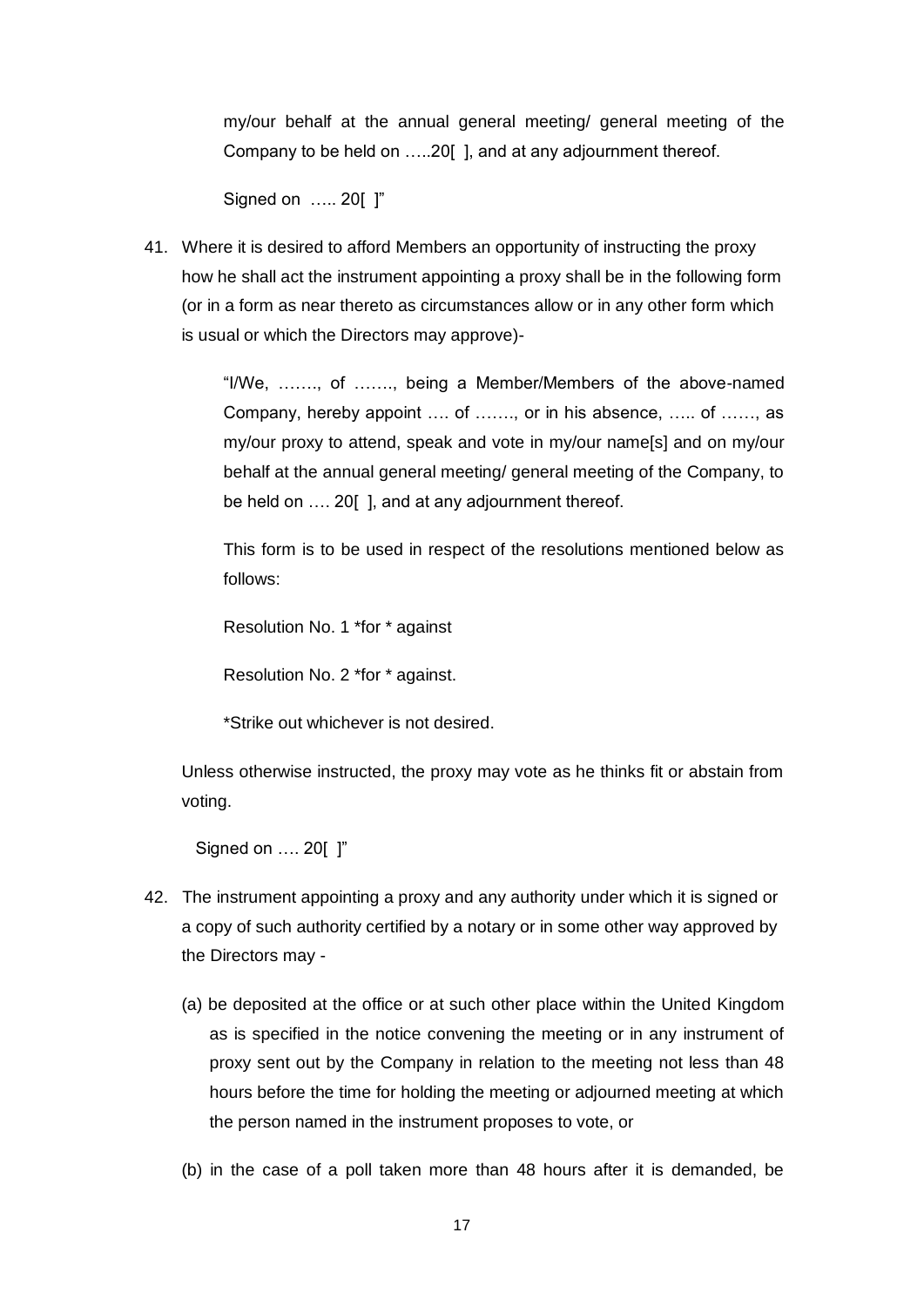my/our behalf at the annual general meeting/ general meeting of the Company to be held on …..20[ ], and at any adjournment thereof.

Signed on ….. 20[ ]"

41. Where it is desired to afford Members an opportunity of instructing the proxy how he shall act the instrument appointing a proxy shall be in the following form (or in a form as near thereto as circumstances allow or in any other form which is usual or which the Directors may approve)-

    "I/We, ……., of ……., being a Member/Members of the above-named Company, hereby appoint …. of ……., or in his absence, ….. of ……, as my/our proxy to attend, speak and vote in my/our name[s] and on my/our behalf at the annual general meeting/ general meeting of the Company, to be held on …. 20[ ], and at any adjournment thereof.

    This form is to be used in respect of the resolutions mentioned below as follows:

    Resolution No. 1 *for * against

    Resolution No. 2 *for * against.

    *Strike out whichever is not desired.

    Unless otherwise instructed, the proxy may vote as he thinks fit or abstain from voting.

    Signed on …. 20[ ]"

42. The instrument appointing a proxy and any authority under which it is signed or a copy of such authority certified by a notary or in some other way approved by the Directors may -

    (a) be deposited at the office or at such other place within the United Kingdom as is specified in the notice convening the meeting or in any instrument of proxy sent out by the Company in relation to the meeting not less than 48 hours before the time for holding the meeting or adjourned meeting at which the person named in the instrument proposes to vote, or

    (b) in the case of a poll taken more than 48 hours after it is demanded, be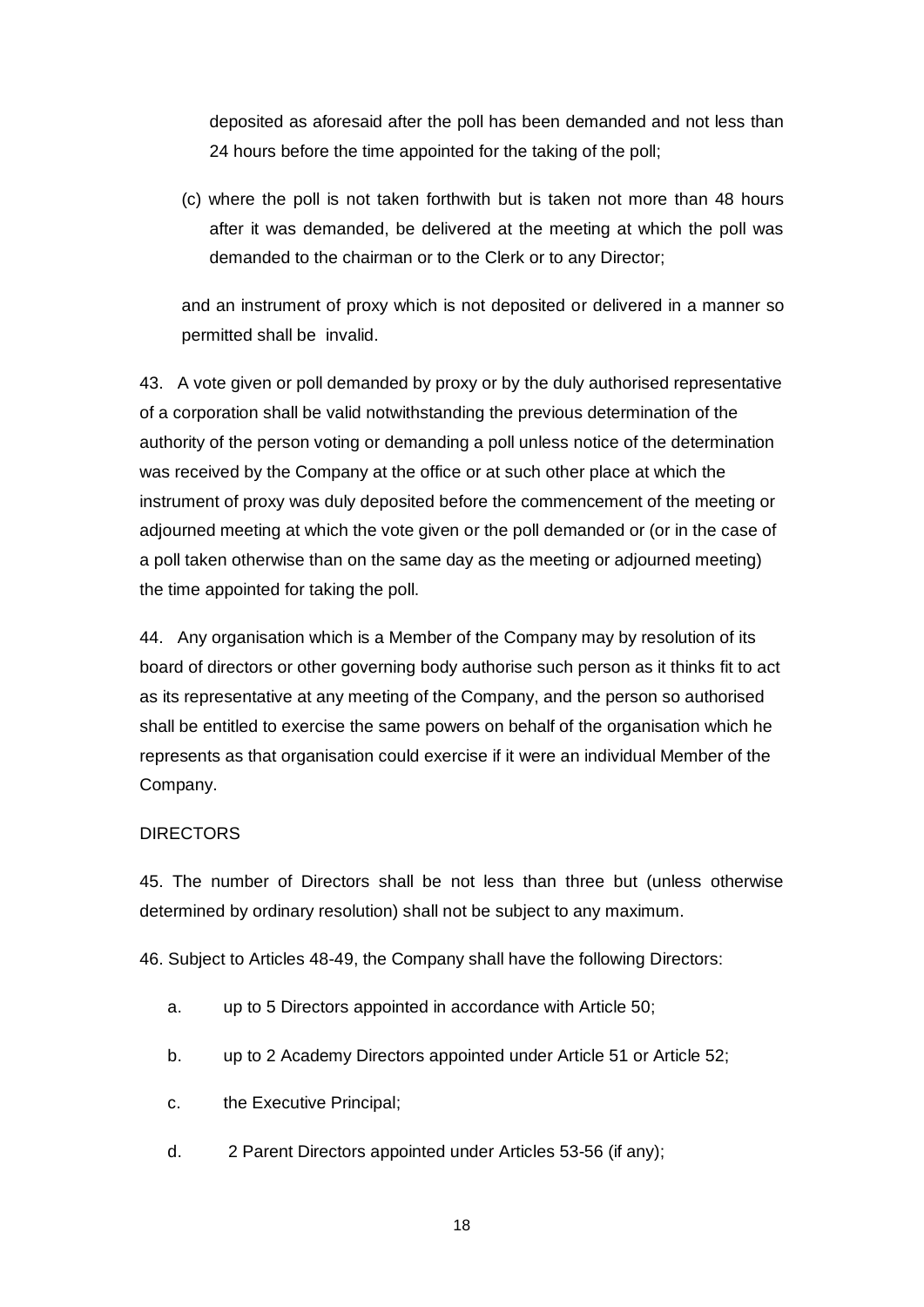deposited as aforesaid after the poll has been demanded and not less than 24 hours before the time appointed for the taking of the poll;

(c) where the poll is not taken forthwith but is taken not more than 48 hours after it was demanded, be delivered at the meeting at which the poll was demanded to the chairman or to the Clerk or to any Director;

and an instrument of proxy which is not deposited or delivered in a manner so permitted shall be invalid.

43. A vote given or poll demanded by proxy or by the duly authorised representative of a corporation shall be valid notwithstanding the previous determination of the authority of the person voting or demanding a poll unless notice of the determination was received by the Company at the office or at such other place at which the instrument of proxy was duly deposited before the commencement of the meeting or adjourned meeting at which the vote given or the poll demanded or (or in the case of a poll taken otherwise than on the same day as the meeting or adjourned meeting) the time appointed for taking the poll.

44. Any organisation which is a Member of the Company may by resolution of its board of directors or other governing body authorise such person as it thinks fit to act as its representative at any meeting of the Company, and the person so authorised shall be entitled to exercise the same powers on behalf of the organisation which he represents as that organisation could exercise if it were an individual Member of the Company.

DIRECTORS

45. The number of Directors shall be not less than three but (unless otherwise determined by ordinary resolution) shall not be subject to any maximum.

46. Subject to Articles 48-49, the Company shall have the following Directors:

a. up to 5 Directors appointed in accordance with Article 50;

b. up to 2 Academy Directors appointed under Article 51 or Article 52;

c. the Executive Principal;

d. 2 Parent Directors appointed under Articles 53-56 (if any);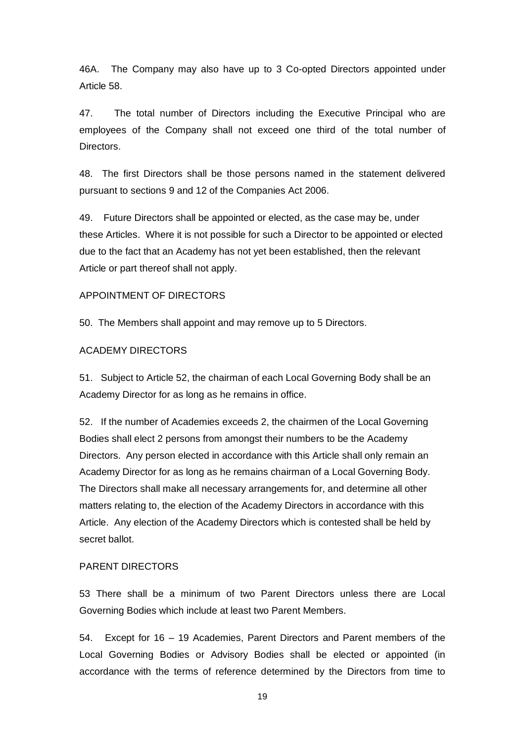46A. The Company may also have up to 3 Co-opted Directors appointed under Article 58.

47. The total number of Directors including the Executive Principal who are employees of the Company shall not exceed one third of the total number of Directors.

48. The first Directors shall be those persons named in the statement delivered pursuant to sections 9 and 12 of the Companies Act 2006.

49. Future Directors shall be appointed or elected, as the case may be, under these Articles. Where it is not possible for such a Director to be appointed or elected due to the fact that an Academy has not yet been established, then the relevant Article or part thereof shall not apply.

APPOINTMENT OF DIRECTORS

50. The Members shall appoint and may remove up to 5 Directors.

ACADEMY DIRECTORS

51. Subject to Article 52, the chairman of each Local Governing Body shall be an Academy Director for as long as he remains in office.

52. If the number of Academies exceeds 2, the chairmen of the Local Governing Bodies shall elect 2 persons from amongst their numbers to be the Academy Directors. Any person elected in accordance with this Article shall only remain an Academy Director for as long as he remains chairman of a Local Governing Body. The Directors shall make all necessary arrangements for, and determine all other matters relating to, the election of the Academy Directors in accordance with this Article. Any election of the Academy Directors which is contested shall be held by secret ballot.

PARENT DIRECTORS

53 There shall be a minimum of two Parent Directors unless there are Local Governing Bodies which include at least two Parent Members.

54. Except for 16 – 19 Academies, Parent Directors and Parent members of the Local Governing Bodies or Advisory Bodies shall be elected or appointed (in accordance with the terms of reference determined by the Directors from time to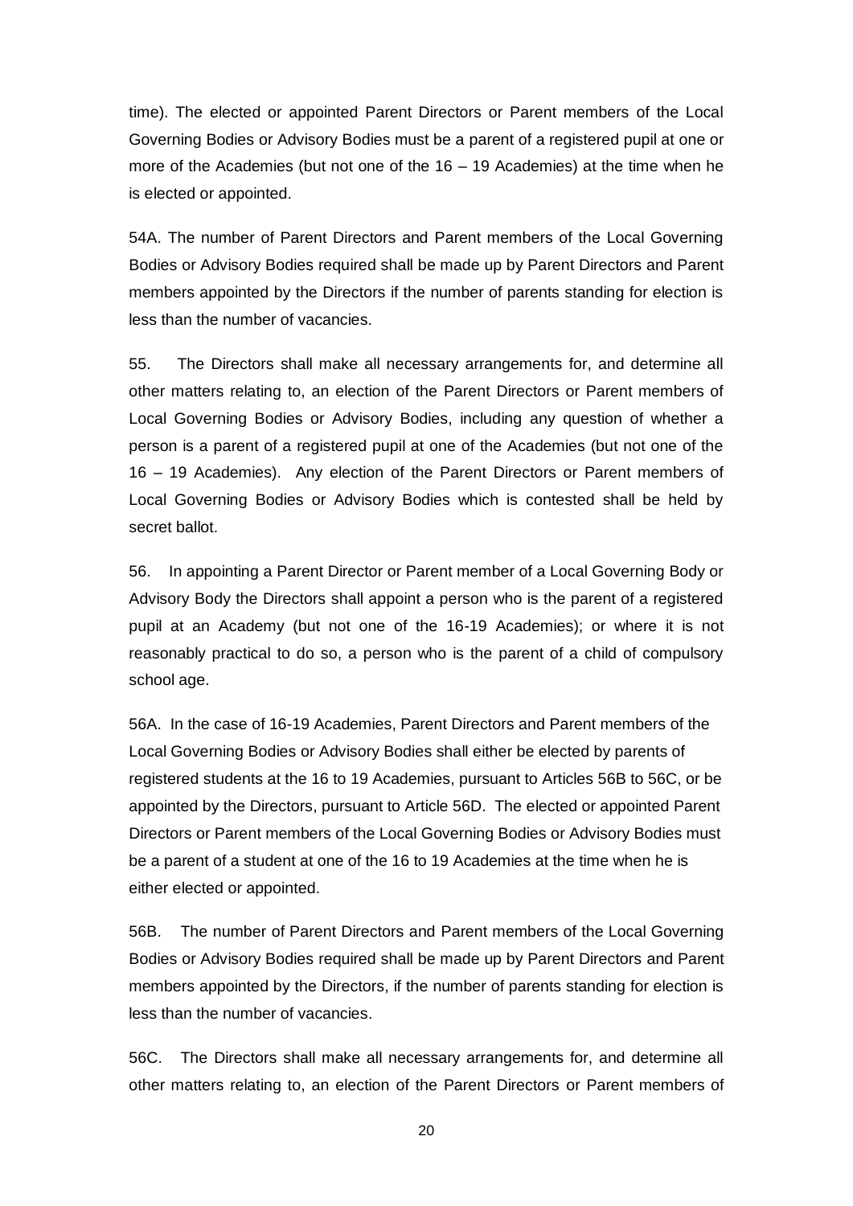time). The elected or appointed Parent Directors or Parent members of the Local Governing Bodies or Advisory Bodies must be a parent of a registered pupil at one or more of the Academies (but not one of the 16 – 19 Academies) at the time when he is elected or appointed.

54A. The number of Parent Directors and Parent members of the Local Governing Bodies or Advisory Bodies required shall be made up by Parent Directors and Parent members appointed by the Directors if the number of parents standing for election is less than the number of vacancies.

55. The Directors shall make all necessary arrangements for, and determine all other matters relating to, an election of the Parent Directors or Parent members of Local Governing Bodies or Advisory Bodies, including any question of whether a person is a parent of a registered pupil at one of the Academies (but not one of the 16 – 19 Academies). Any election of the Parent Directors or Parent members of Local Governing Bodies or Advisory Bodies which is contested shall be held by secret ballot.

56. In appointing a Parent Director or Parent member of a Local Governing Body or Advisory Body the Directors shall appoint a person who is the parent of a registered pupil at an Academy (but not one of the 16-19 Academies); or where it is not reasonably practical to do so, a person who is the parent of a child of compulsory school age.

56A. In the case of 16-19 Academies, Parent Directors and Parent members of the Local Governing Bodies or Advisory Bodies shall either be elected by parents of registered students at the 16 to 19 Academies, pursuant to Articles 56B to 56C, or be appointed by the Directors, pursuant to Article 56D. The elected or appointed Parent Directors or Parent members of the Local Governing Bodies or Advisory Bodies must be a parent of a student at one of the 16 to 19 Academies at the time when he is either elected or appointed.

56B. The number of Parent Directors and Parent members of the Local Governing Bodies or Advisory Bodies required shall be made up by Parent Directors and Parent members appointed by the Directors, if the number of parents standing for election is less than the number of vacancies.

56C. The Directors shall make all necessary arrangements for, and determine all other matters relating to, an election of the Parent Directors or Parent members of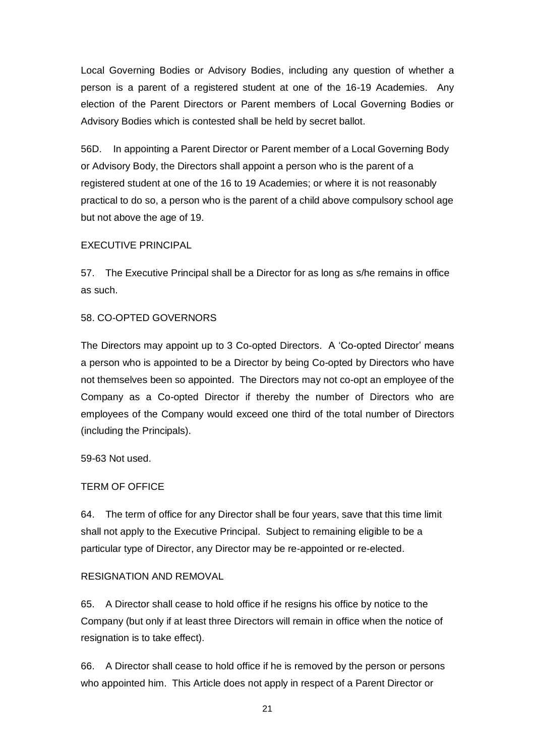Local Governing Bodies or Advisory Bodies, including any question of whether a person is a parent of a registered student at one of the 16-19 Academies. Any election of the Parent Directors or Parent members of Local Governing Bodies or Advisory Bodies which is contested shall be held by secret ballot.

56D. In appointing a Parent Director or Parent member of a Local Governing Body or Advisory Body, the Directors shall appoint a person who is the parent of a registered student at one of the 16 to 19 Academies; or where it is not reasonably practical to do so, a person who is the parent of a child above compulsory school age but not above the age of 19.

EXECUTIVE PRINCIPAL

57. The Executive Principal shall be a Director for as long as s/he remains in office as such.

58. CO-OPTED GOVERNORS

The Directors may appoint up to 3 Co-opted Directors. A 'Co-opted Director' means a person who is appointed to be a Director by being Co-opted by Directors who have not themselves been so appointed. The Directors may not co-opt an employee of the Company as a Co-opted Director if thereby the number of Directors who are employees of the Company would exceed one third of the total number of Directors (including the Principals).

59-63 Not used.

TERM OF OFFICE

64. The term of office for any Director shall be four years, save that this time limit shall not apply to the Executive Principal. Subject to remaining eligible to be a particular type of Director, any Director may be re-appointed or re-elected.

RESIGNATION AND REMOVAL

65. A Director shall cease to hold office if he resigns his office by notice to the Company (but only if at least three Directors will remain in office when the notice of resignation is to take effect).

66. A Director shall cease to hold office if he is removed by the person or persons who appointed him. This Article does not apply in respect of a Parent Director or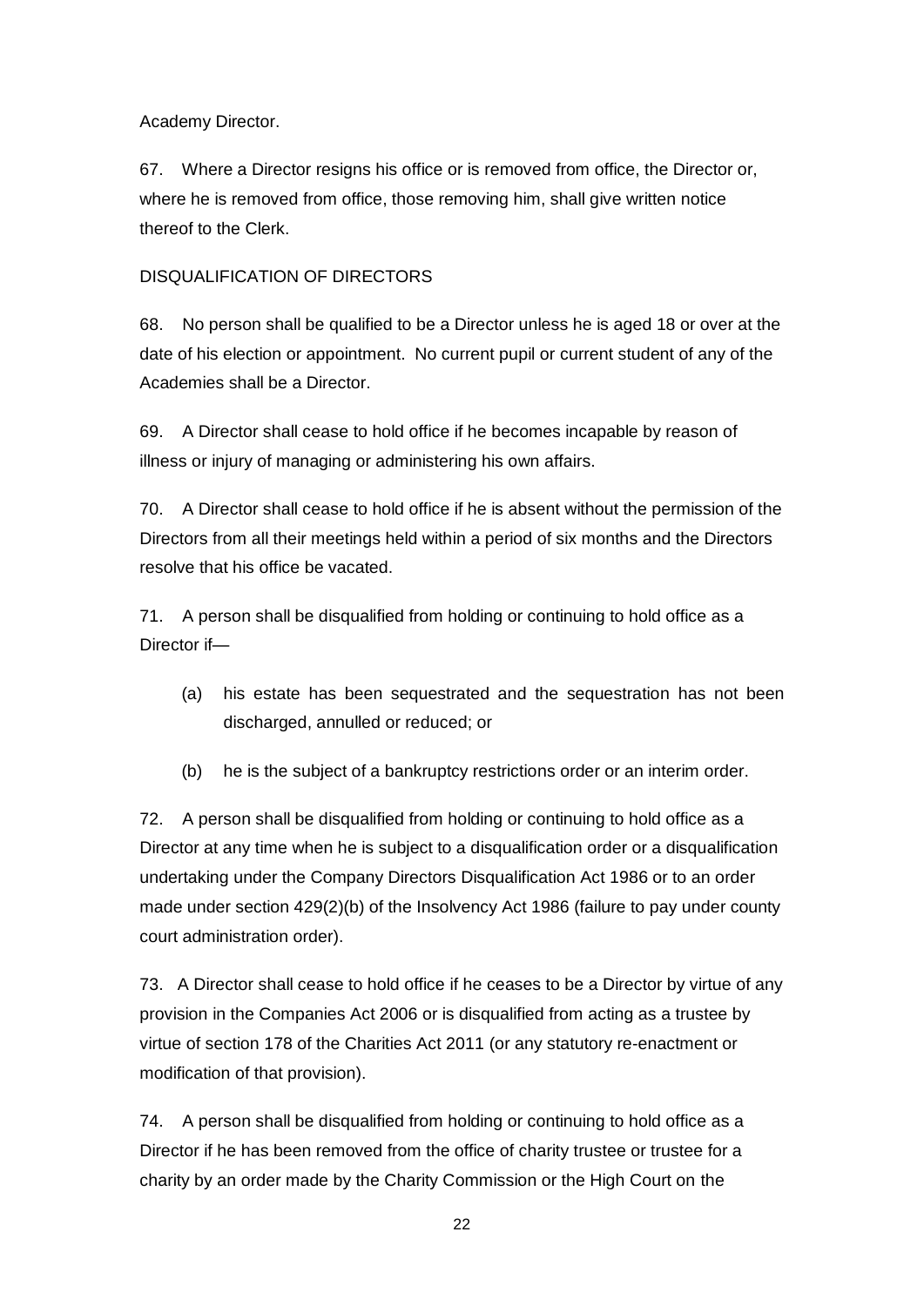Academy Director.

67. Where a Director resigns his office or is removed from office, the Director or, where he is removed from office, those removing him, shall give written notice thereof to the Clerk.

DISQUALIFICATION OF DIRECTORS

68. No person shall be qualified to be a Director unless he is aged 18 or over at the date of his election or appointment. No current pupil or current student of any of the Academies shall be a Director.

69. A Director shall cease to hold office if he becomes incapable by reason of illness or injury of managing or administering his own affairs.

70. A Director shall cease to hold office if he is absent without the permission of the Directors from all their meetings held within a period of six months and the Directors resolve that his office be vacated.

71. A person shall be disqualified from holding or continuing to hold office as a Director if—

(a) his estate has been sequestrated and the sequestration has not been discharged, annulled or reduced; or

(b) he is the subject of a bankruptcy restrictions order or an interim order.

72. A person shall be disqualified from holding or continuing to hold office as a Director at any time when he is subject to a disqualification order or a disqualification undertaking under the Company Directors Disqualification Act 1986 or to an order made under section 429(2)(b) of the Insolvency Act 1986 (failure to pay under county court administration order).

73. A Director shall cease to hold office if he ceases to be a Director by virtue of any provision in the Companies Act 2006 or is disqualified from acting as a trustee by virtue of section 178 of the Charities Act 2011 (or any statutory re-enactment or modification of that provision).

74. A person shall be disqualified from holding or continuing to hold office as a Director if he has been removed from the office of charity trustee or trustee for a charity by an order made by the Charity Commission or the High Court on the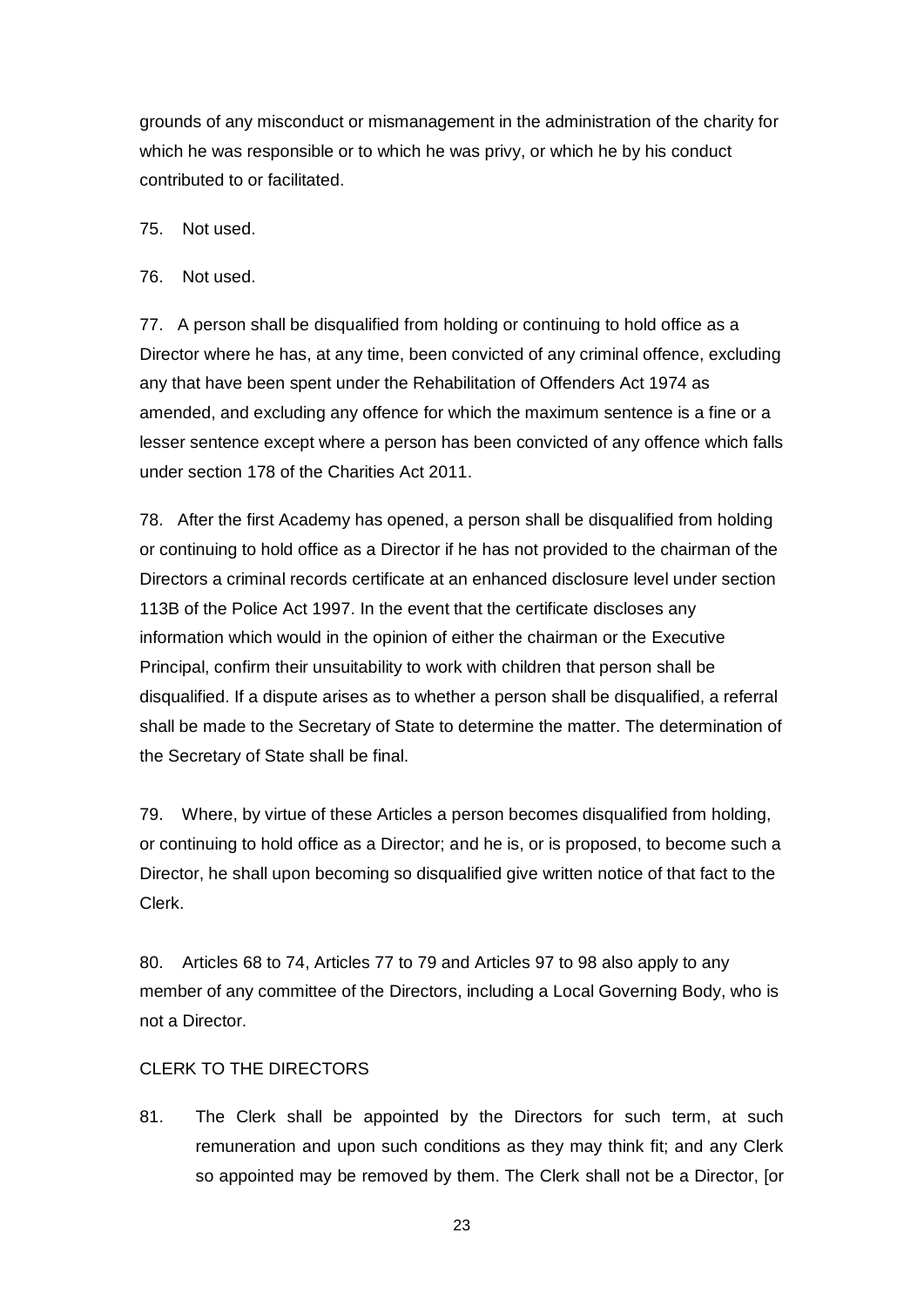grounds of any misconduct or mismanagement in the administration of the charity for which he was responsible or to which he was privy, or which he by his conduct contributed to or facilitated.

75. Not used.

76. Not used.

77. A person shall be disqualified from holding or continuing to hold office as a Director where he has, at any time, been convicted of any criminal offence, excluding any that have been spent under the Rehabilitation of Offenders Act 1974 as amended, and excluding any offence for which the maximum sentence is a fine or a lesser sentence except where a person has been convicted of any offence which falls under section 178 of the Charities Act 2011.

78. After the first Academy has opened, a person shall be disqualified from holding or continuing to hold office as a Director if he has not provided to the chairman of the Directors a criminal records certificate at an enhanced disclosure level under section 113B of the Police Act 1997. In the event that the certificate discloses any information which would in the opinion of either the chairman or the Executive Principal, confirm their unsuitability to work with children that person shall be disqualified. If a dispute arises as to whether a person shall be disqualified, a referral shall be made to the Secretary of State to determine the matter. The determination of the Secretary of State shall be final.

79. Where, by virtue of these Articles a person becomes disqualified from holding, or continuing to hold office as a Director; and he is, or is proposed, to become such a Director, he shall upon becoming so disqualified give written notice of that fact to the Clerk.

80. Articles 68 to 74, Articles 77 to 79 and Articles 97 to 98 also apply to any member of any committee of the Directors, including a Local Governing Body, who is not a Director.

CLERK TO THE DIRECTORS

81. The Clerk shall be appointed by the Directors for such term, at such remuneration and upon such conditions as they may think fit; and any Clerk so appointed may be removed by them. The Clerk shall not be a Director, [or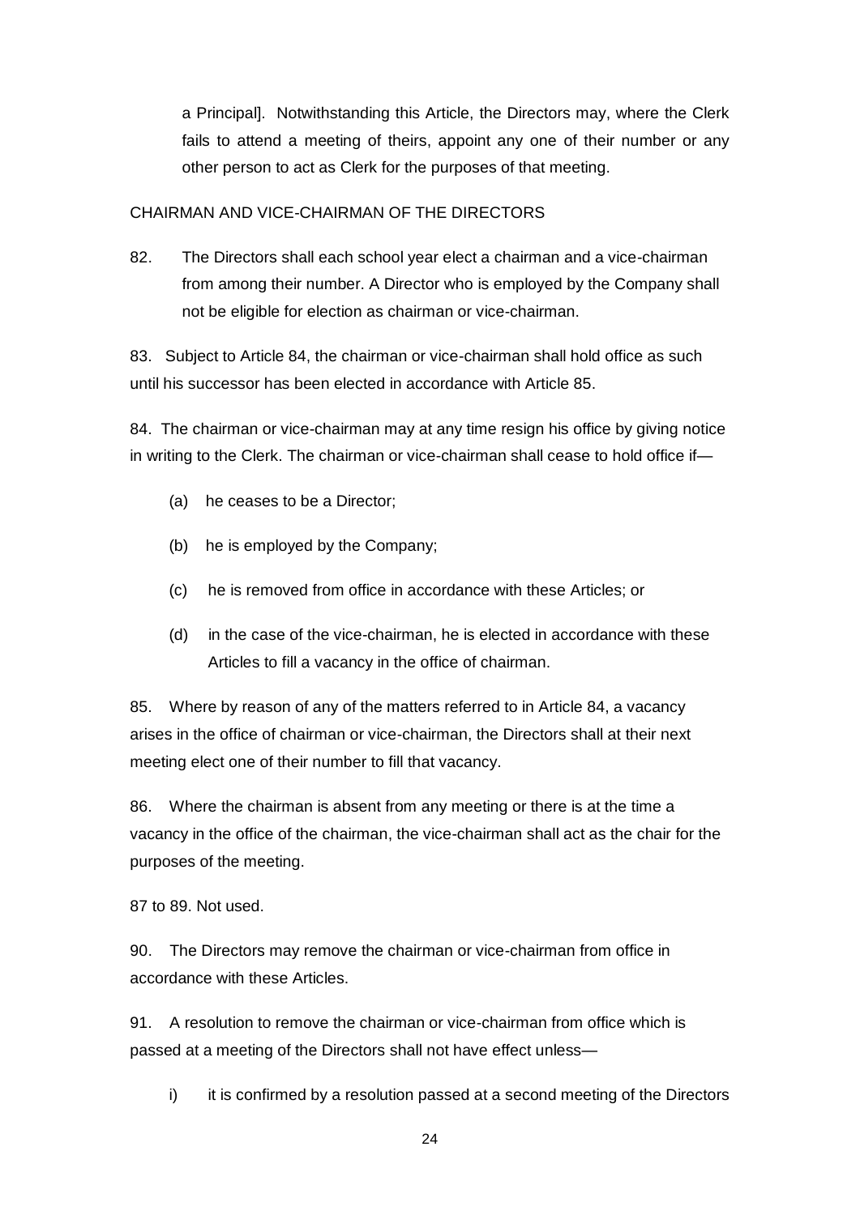a Principal]. Notwithstanding this Article, the Directors may, where the Clerk fails to attend a meeting of theirs, appoint any one of their number or any other person to act as Clerk for the purposes of that meeting.

CHAIRMAN AND VICE-CHAIRMAN OF THE DIRECTORS

82. The Directors shall each school year elect a chairman and a vice-chairman from among their number. A Director who is employed by the Company shall not be eligible for election as chairman or vice-chairman.

83. Subject to Article 84, the chairman or vice-chairman shall hold office as such until his successor has been elected in accordance with Article 85.

84. The chairman or vice-chairman may at any time resign his office by giving notice in writing to the Clerk. The chairman or vice-chairman shall cease to hold office if—

(a) he ceases to be a Director;

(b) he is employed by the Company;

(c) he is removed from office in accordance with these Articles; or

(d) in the case of the vice-chairman, he is elected in accordance with these Articles to fill a vacancy in the office of chairman.

85. Where by reason of any of the matters referred to in Article 84, a vacancy arises in the office of chairman or vice-chairman, the Directors shall at their next meeting elect one of their number to fill that vacancy.

86. Where the chairman is absent from any meeting or there is at the time a vacancy in the office of the chairman, the vice-chairman shall act as the chair for the purposes of the meeting.

87 to 89. Not used.

90. The Directors may remove the chairman or vice-chairman from office in accordance with these Articles.

91. A resolution to remove the chairman or vice-chairman from office which is passed at a meeting of the Directors shall not have effect unless—

i) it is confirmed by a resolution passed at a second meeting of the Directors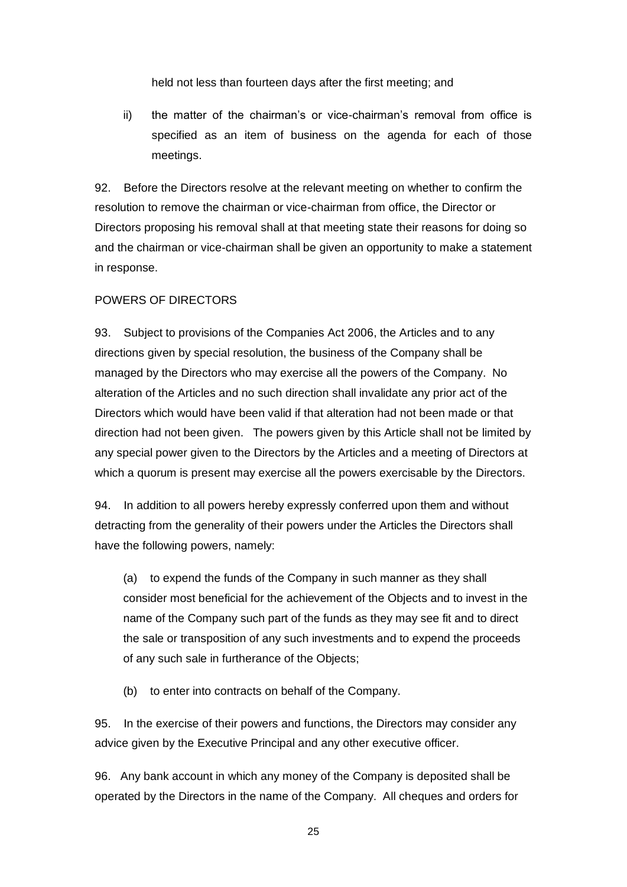held not less than fourteen days after the first meeting; and

ii) the matter of the chairman's or vice-chairman's removal from office is specified as an item of business on the agenda for each of those meetings.

92. Before the Directors resolve at the relevant meeting on whether to confirm the resolution to remove the chairman or vice-chairman from office, the Director or Directors proposing his removal shall at that meeting state their reasons for doing so and the chairman or vice-chairman shall be given an opportunity to make a statement in response.

POWERS OF DIRECTORS

93. Subject to provisions of the Companies Act 2006, the Articles and to any directions given by special resolution, the business of the Company shall be managed by the Directors who may exercise all the powers of the Company. No alteration of the Articles and no such direction shall invalidate any prior act of the Directors which would have been valid if that alteration had not been made or that direction had not been given. The powers given by this Article shall not be limited by any special power given to the Directors by the Articles and a meeting of Directors at which a quorum is present may exercise all the powers exercisable by the Directors.

94. In addition to all powers hereby expressly conferred upon them and without detracting from the generality of their powers under the Articles the Directors shall have the following powers, namely:

(a) to expend the funds of the Company in such manner as they shall consider most beneficial for the achievement of the Objects and to invest in the name of the Company such part of the funds as they may see fit and to direct the sale or transposition of any such investments and to expend the proceeds of any such sale in furtherance of the Objects;

(b) to enter into contracts on behalf of the Company.

95. In the exercise of their powers and functions, the Directors may consider any advice given by the Executive Principal and any other executive officer.

96. Any bank account in which any money of the Company is deposited shall be operated by the Directors in the name of the Company. All cheques and orders for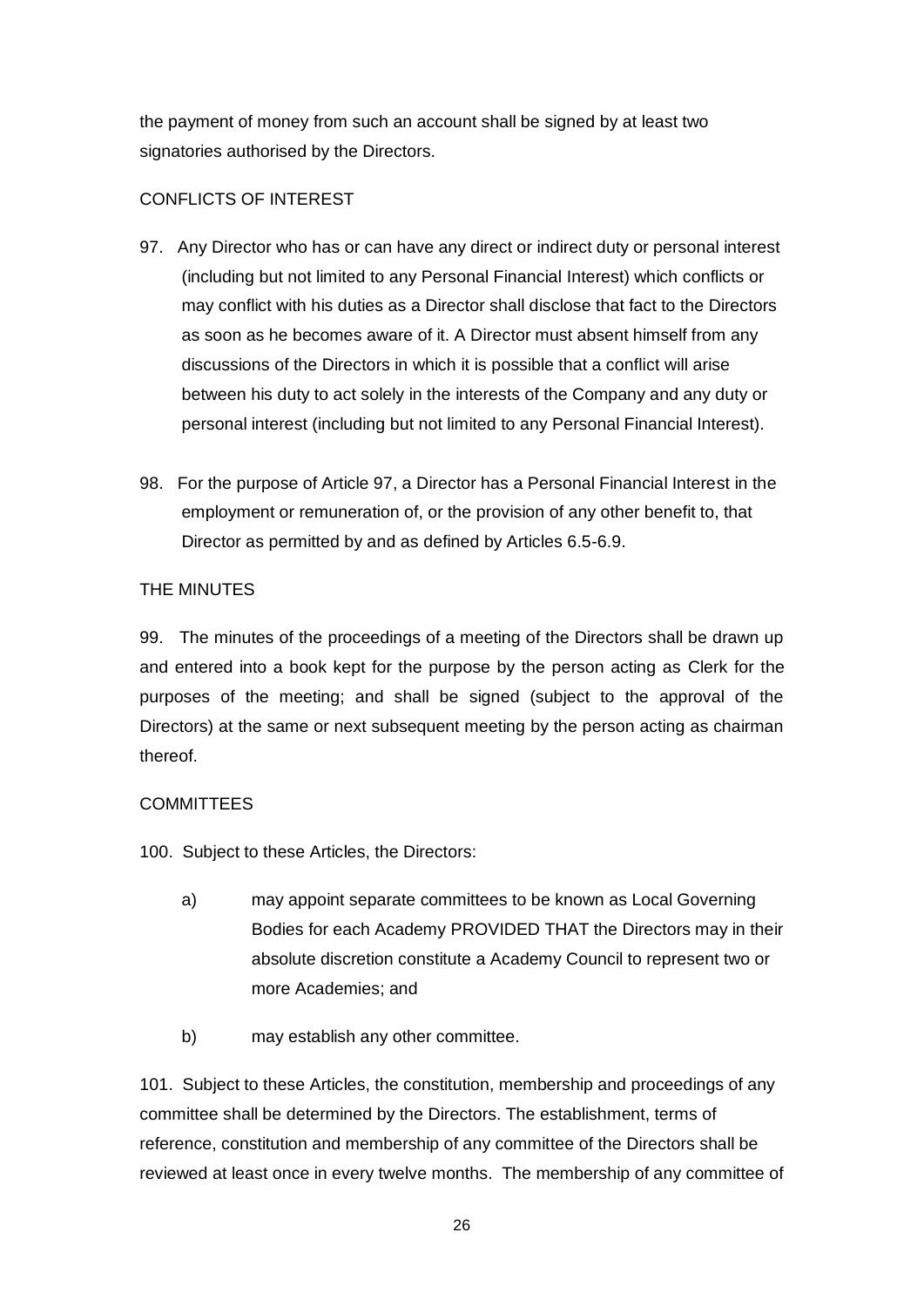the payment of money from such an account shall be signed by at least two signatories authorised by the Directors.

CONFLICTS OF INTEREST

97. Any Director who has or can have any direct or indirect duty or personal interest (including but not limited to any Personal Financial Interest) which conflicts or may conflict with his duties as a Director shall disclose that fact to the Directors as soon as he becomes aware of it. A Director must absent himself from any discussions of the Directors in which it is possible that a conflict will arise between his duty to act solely in the interests of the Company and any duty or personal interest (including but not limited to any Personal Financial Interest).

98. For the purpose of Article 97, a Director has a Personal Financial Interest in the employment or remuneration of, or the provision of any other benefit to, that Director as permitted by and as defined by Articles 6.5-6.9.

THE MINUTES

99. The minutes of the proceedings of a meeting of the Directors shall be drawn up and entered into a book kept for the purpose by the person acting as Clerk for the purposes of the meeting; and shall be signed (subject to the approval of the Directors) at the same or next subsequent meeting by the person acting as chairman thereof.

COMMITTEES

100. Subject to these Articles, the Directors:

a) may appoint separate committees to be known as Local Governing Bodies for each Academy PROVIDED THAT the Directors may in their absolute discretion constitute a Academy Council to represent two or more Academies; and

b) may establish any other committee.

101. Subject to these Articles, the constitution, membership and proceedings of any committee shall be determined by the Directors. The establishment, terms of reference, constitution and membership of any committee of the Directors shall be reviewed at least once in every twelve months. The membership of any committee of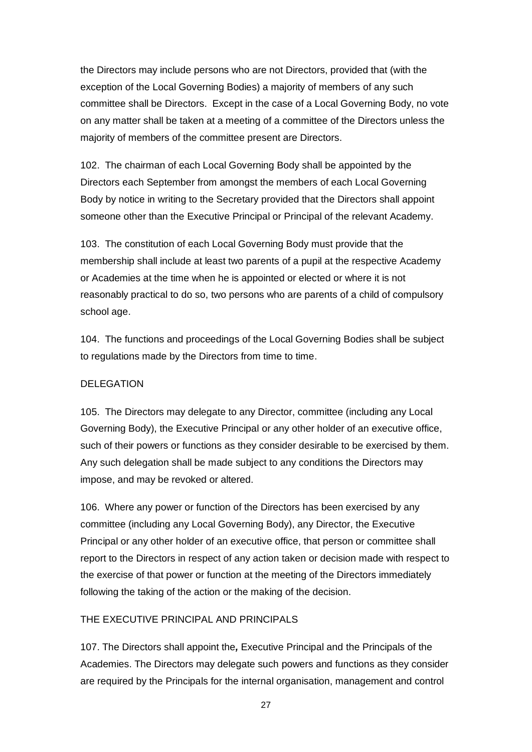the Directors may include persons who are not Directors, provided that (with the exception of the Local Governing Bodies) a majority of members of any such committee shall be Directors. Except in the case of a Local Governing Body, no vote on any matter shall be taken at a meeting of a committee of the Directors unless the majority of members of the committee present are Directors.

102. The chairman of each Local Governing Body shall be appointed by the Directors each September from amongst the members of each Local Governing Body by notice in writing to the Secretary provided that the Directors shall appoint someone other than the Executive Principal or Principal of the relevant Academy.

103. The constitution of each Local Governing Body must provide that the membership shall include at least two parents of a pupil at the respective Academy or Academies at the time when he is appointed or elected or where it is not reasonably practical to do so, two persons who are parents of a child of compulsory school age.

104. The functions and proceedings of the Local Governing Bodies shall be subject to regulations made by the Directors from time to time.

DELEGATION

105. The Directors may delegate to any Director, committee (including any Local Governing Body), the Executive Principal or any other holder of an executive office, such of their powers or functions as they consider desirable to be exercised by them. Any such delegation shall be made subject to any conditions the Directors may impose, and may be revoked or altered.

106. Where any power or function of the Directors has been exercised by any committee (including any Local Governing Body), any Director, the Executive Principal or any other holder of an executive office, that person or committee shall report to the Directors in respect of any action taken or decision made with respect to the exercise of that power or function at the meeting of the Directors immediately following the taking of the action or the making of the decision.

THE EXECUTIVE PRINCIPAL AND PRINCIPALS

107. The Directors shall appoint the**,** Executive Principal and the Principals of the Academies. The Directors may delegate such powers and functions as they consider are required by the Principals for the internal organisation, management and control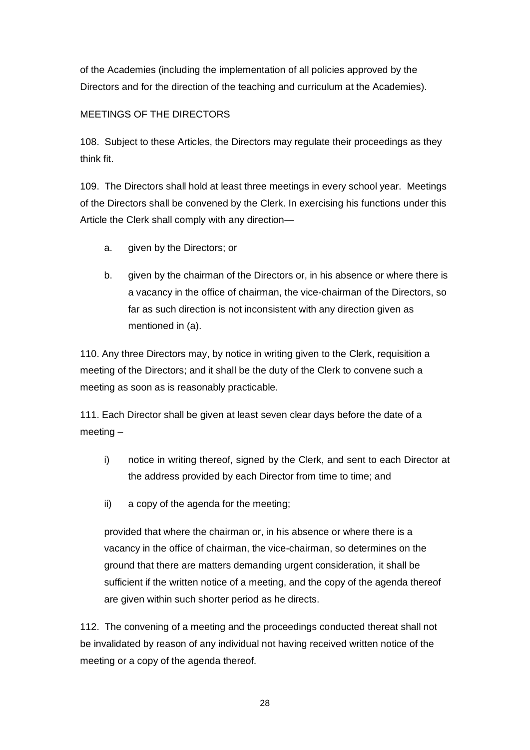of the Academies (including the implementation of all policies approved by the Directors and for the direction of the teaching and curriculum at the Academies).

## MEETINGS OF THE DIRECTORS

108. Subject to these Articles, the Directors may regulate their proceedings as they think fit.

109. The Directors shall hold at least three meetings in every school year. Meetings of the Directors shall be convened by the Clerk. In exercising his functions under this Article the Clerk shall comply with any direction—

a. given by the Directors; or

b. given by the chairman of the Directors or, in his absence or where there is a vacancy in the office of chairman, the vice-chairman of the Directors, so far as such direction is not inconsistent with any direction given as mentioned in (a).

110. Any three Directors may, by notice in writing given to the Clerk, requisition a meeting of the Directors; and it shall be the duty of the Clerk to convene such a meeting as soon as is reasonably practicable.

111. Each Director shall be given at least seven clear days before the date of a meeting –

i) notice in writing thereof, signed by the Clerk, and sent to each Director at the address provided by each Director from time to time; and

ii) a copy of the agenda for the meeting;

provided that where the chairman or, in his absence or where there is a vacancy in the office of chairman, the vice-chairman, so determines on the ground that there are matters demanding urgent consideration, it shall be sufficient if the written notice of a meeting, and the copy of the agenda thereof are given within such shorter period as he directs.

112. The convening of a meeting and the proceedings conducted thereat shall not be invalidated by reason of any individual not having received written notice of the meeting or a copy of the agenda thereof.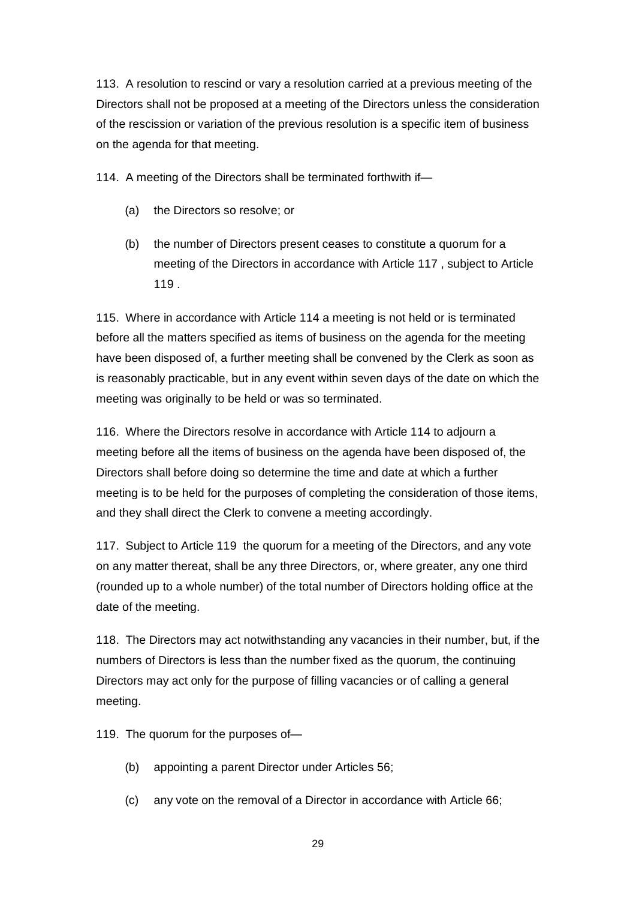113. A resolution to rescind or vary a resolution carried at a previous meeting of the Directors shall not be proposed at a meeting of the Directors unless the consideration of the rescission or variation of the previous resolution is a specific item of business on the agenda for that meeting.

114. A meeting of the Directors shall be terminated forthwith if—

- (a) the Directors so resolve; or
- (b) the number of Directors present ceases to constitute a quorum for a meeting of the Directors in accordance with Article 117 , subject to Article 119 .

115. Where in accordance with Article 114 a meeting is not held or is terminated before all the matters specified as items of business on the agenda for the meeting have been disposed of, a further meeting shall be convened by the Clerk as soon as is reasonably practicable, but in any event within seven days of the date on which the meeting was originally to be held or was so terminated.

116. Where the Directors resolve in accordance with Article 114 to adjourn a meeting before all the items of business on the agenda have been disposed of, the Directors shall before doing so determine the time and date at which a further meeting is to be held for the purposes of completing the consideration of those items, and they shall direct the Clerk to convene a meeting accordingly.

117. Subject to Article 119 the quorum for a meeting of the Directors, and any vote on any matter thereat, shall be any three Directors, or, where greater, any one third (rounded up to a whole number) of the total number of Directors holding office at the date of the meeting.

118. The Directors may act notwithstanding any vacancies in their number, but, if the numbers of Directors is less than the number fixed as the quorum, the continuing Directors may act only for the purpose of filling vacancies or of calling a general meeting.

119. The quorum for the purposes of—

- (b) appointing a parent Director under Articles 56;
- (c) any vote on the removal of a Director in accordance with Article 66;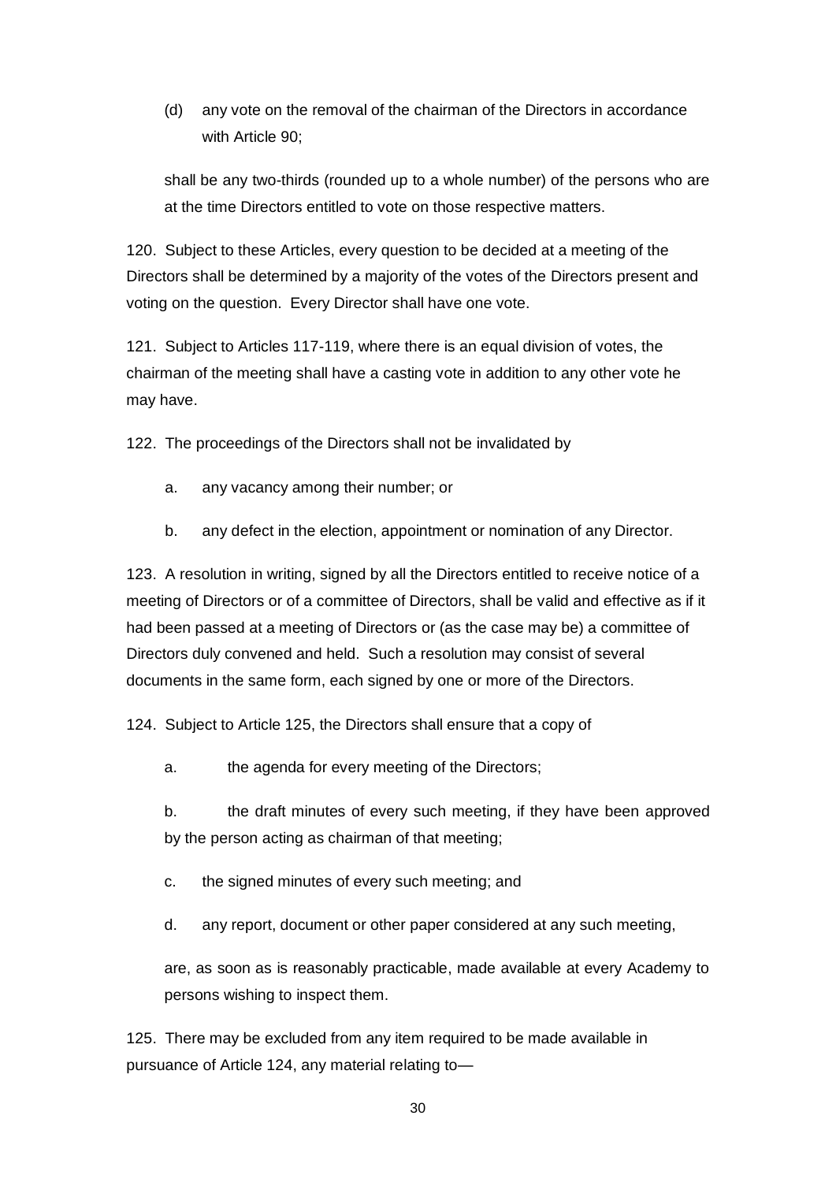(d) any vote on the removal of the chairman of the Directors in accordance with Article 90;

shall be any two-thirds (rounded up to a whole number) of the persons who are at the time Directors entitled to vote on those respective matters.

120. Subject to these Articles, every question to be decided at a meeting of the Directors shall be determined by a majority of the votes of the Directors present and voting on the question. Every Director shall have one vote.

121. Subject to Articles 117-119, where there is an equal division of votes, the chairman of the meeting shall have a casting vote in addition to any other vote he may have.

122. The proceedings of the Directors shall not be invalidated by

a. any vacancy among their number; or

b. any defect in the election, appointment or nomination of any Director.

123. A resolution in writing, signed by all the Directors entitled to receive notice of a meeting of Directors or of a committee of Directors, shall be valid and effective as if it had been passed at a meeting of Directors or (as the case may be) a committee of Directors duly convened and held. Such a resolution may consist of several documents in the same form, each signed by one or more of the Directors.

124. Subject to Article 125, the Directors shall ensure that a copy of

a. the agenda for every meeting of the Directors;

b. the draft minutes of every such meeting, if they have been approved by the person acting as chairman of that meeting;

c. the signed minutes of every such meeting; and

d. any report, document or other paper considered at any such meeting,

are, as soon as is reasonably practicable, made available at every Academy to persons wishing to inspect them.

125. There may be excluded from any item required to be made available in pursuance of Article 124, any material relating to—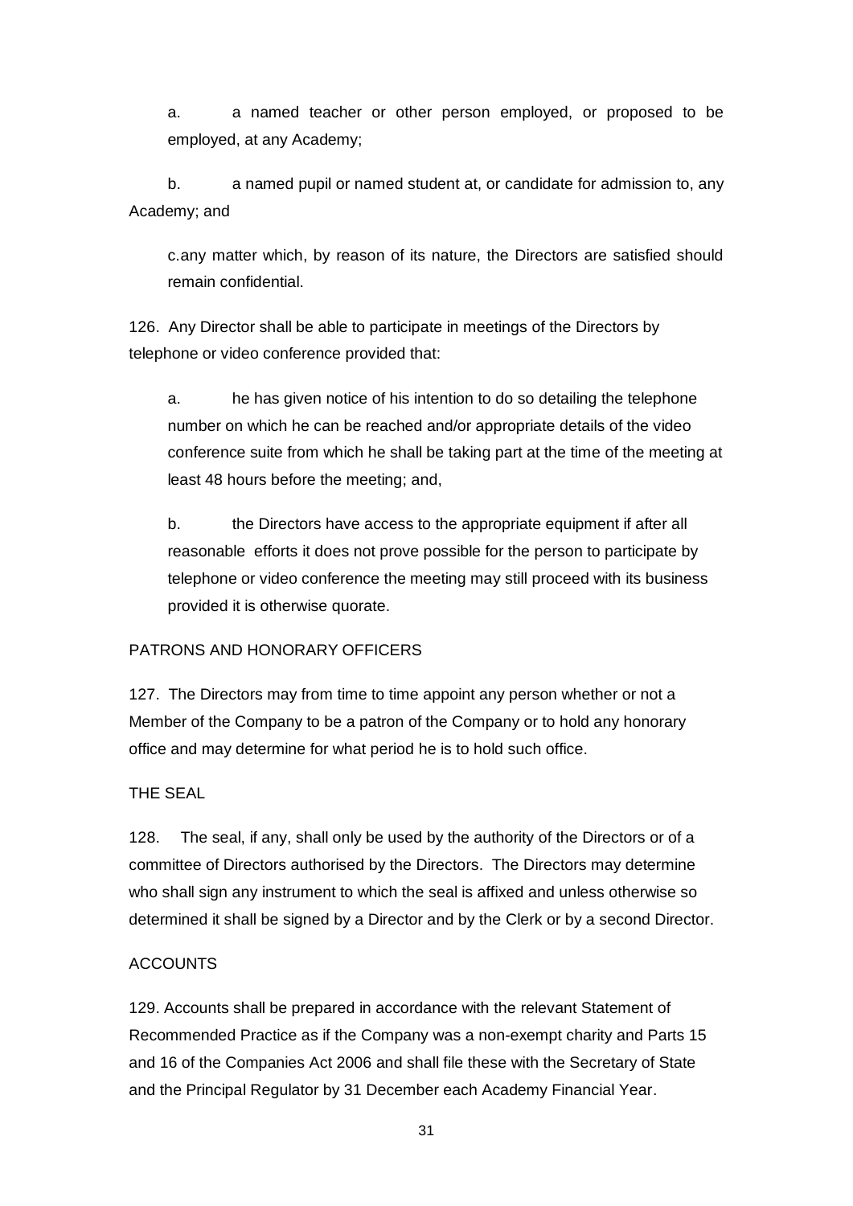a. a named teacher or other person employed, or proposed to be employed, at any Academy;

b. a named pupil or named student at, or candidate for admission to, any Academy; and

c. any matter which, by reason of its nature, the Directors are satisfied should remain confidential.

126. Any Director shall be able to participate in meetings of the Directors by telephone or video conference provided that:

a. he has given notice of his intention to do so detailing the telephone number on which he can be reached and/or appropriate details of the video conference suite from which he shall be taking part at the time of the meeting at least 48 hours before the meeting; and,

b. the Directors have access to the appropriate equipment if after all reasonable efforts it does not prove possible for the person to participate by telephone or video conference the meeting may still proceed with its business provided it is otherwise quorate.

PATRONS AND HONORARY OFFICERS

127. The Directors may from time to time appoint any person whether or not a Member of the Company to be a patron of the Company or to hold any honorary office and may determine for what period he is to hold such office.

THE SEAL

128. The seal, if any, shall only be used by the authority of the Directors or of a committee of Directors authorised by the Directors. The Directors may determine who shall sign any instrument to which the seal is affixed and unless otherwise so determined it shall be signed by a Director and by the Clerk or by a second Director.

ACCOUNTS

129. Accounts shall be prepared in accordance with the relevant Statement of Recommended Practice as if the Company was a non-exempt charity and Parts 15 and 16 of the Companies Act 2006 and shall file these with the Secretary of State and the Principal Regulator by 31 December each Academy Financial Year.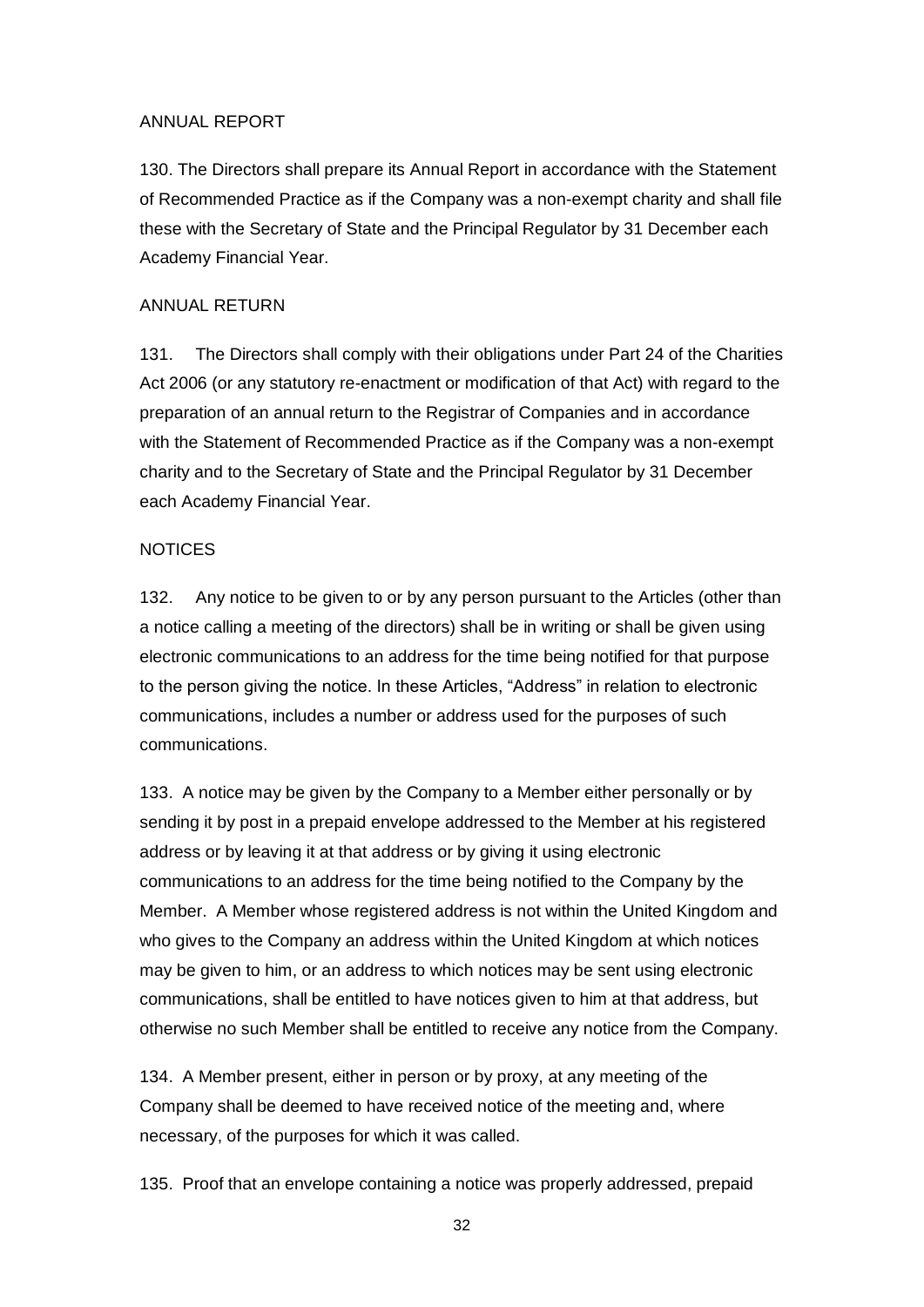## ANNUAL REPORT

130. The Directors shall prepare its Annual Report in accordance with the Statement of Recommended Practice as if the Company was a non-exempt charity and shall file these with the Secretary of State and the Principal Regulator by 31 December each Academy Financial Year.

## ANNUAL RETURN

131. The Directors shall comply with their obligations under Part 24 of the Charities Act 2006 (or any statutory re-enactment or modification of that Act) with regard to the preparation of an annual return to the Registrar of Companies and in accordance with the Statement of Recommended Practice as if the Company was a non-exempt charity and to the Secretary of State and the Principal Regulator by 31 December each Academy Financial Year.

## NOTICES

132. Any notice to be given to or by any person pursuant to the Articles (other than a notice calling a meeting of the directors) shall be in writing or shall be given using electronic communications to an address for the time being notified for that purpose to the person giving the notice. In these Articles, "Address" in relation to electronic communications, includes a number or address used for the purposes of such communications.

133. A notice may be given by the Company to a Member either personally or by sending it by post in a prepaid envelope addressed to the Member at his registered address or by leaving it at that address or by giving it using electronic communications to an address for the time being notified to the Company by the Member. A Member whose registered address is not within the United Kingdom and who gives to the Company an address within the United Kingdom at which notices may be given to him, or an address to which notices may be sent using electronic communications, shall be entitled to have notices given to him at that address, but otherwise no such Member shall be entitled to receive any notice from the Company.

134. A Member present, either in person or by proxy, at any meeting of the Company shall be deemed to have received notice of the meeting and, where necessary, of the purposes for which it was called.

135. Proof that an envelope containing a notice was properly addressed, prepaid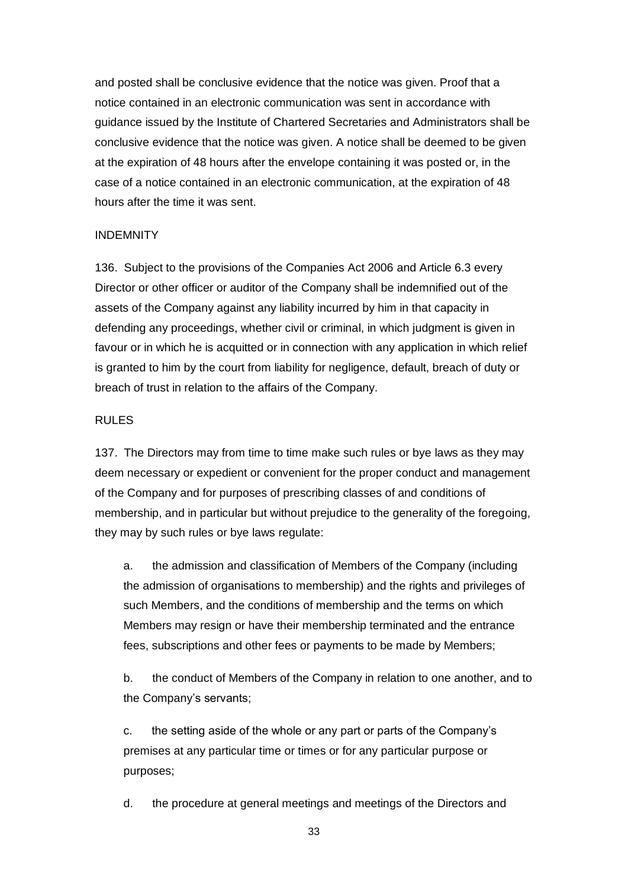and posted shall be conclusive evidence that the notice was given. Proof that a notice contained in an electronic communication was sent in accordance with guidance issued by the Institute of Chartered Secretaries and Administrators shall be conclusive evidence that the notice was given. A notice shall be deemed to be given at the expiration of 48 hours after the envelope containing it was posted or, in the case of a notice contained in an electronic communication, at the expiration of 48 hours after the time it was sent.

## INDEMNITY

136. Subject to the provisions of the Companies Act 2006 and Article 6.3 every Director or other officer or auditor of the Company shall be indemnified out of the assets of the Company against any liability incurred by him in that capacity in defending any proceedings, whether civil or criminal, in which judgment is given in favour or in which he is acquitted or in connection with any application in which relief is granted to him by the court from liability for negligence, default, breach of duty or breach of trust in relation to the affairs of the Company.

## RULES

137. The Directors may from time to time make such rules or bye laws as they may deem necessary or expedient or convenient for the proper conduct and management of the Company and for purposes of prescribing classes of and conditions of membership, and in particular but without prejudice to the generality of the foregoing, they may by such rules or bye laws regulate:

a. the admission and classification of Members of the Company (including the admission of organisations to membership) and the rights and privileges of such Members, and the conditions of membership and the terms on which Members may resign or have their membership terminated and the entrance fees, subscriptions and other fees or payments to be made by Members;

b. the conduct of Members of the Company in relation to one another, and to the Company's servants;

c. the setting aside of the whole or any part or parts of the Company's premises at any particular time or times or for any particular purpose or purposes;

d. the procedure at general meetings and meetings of the Directors and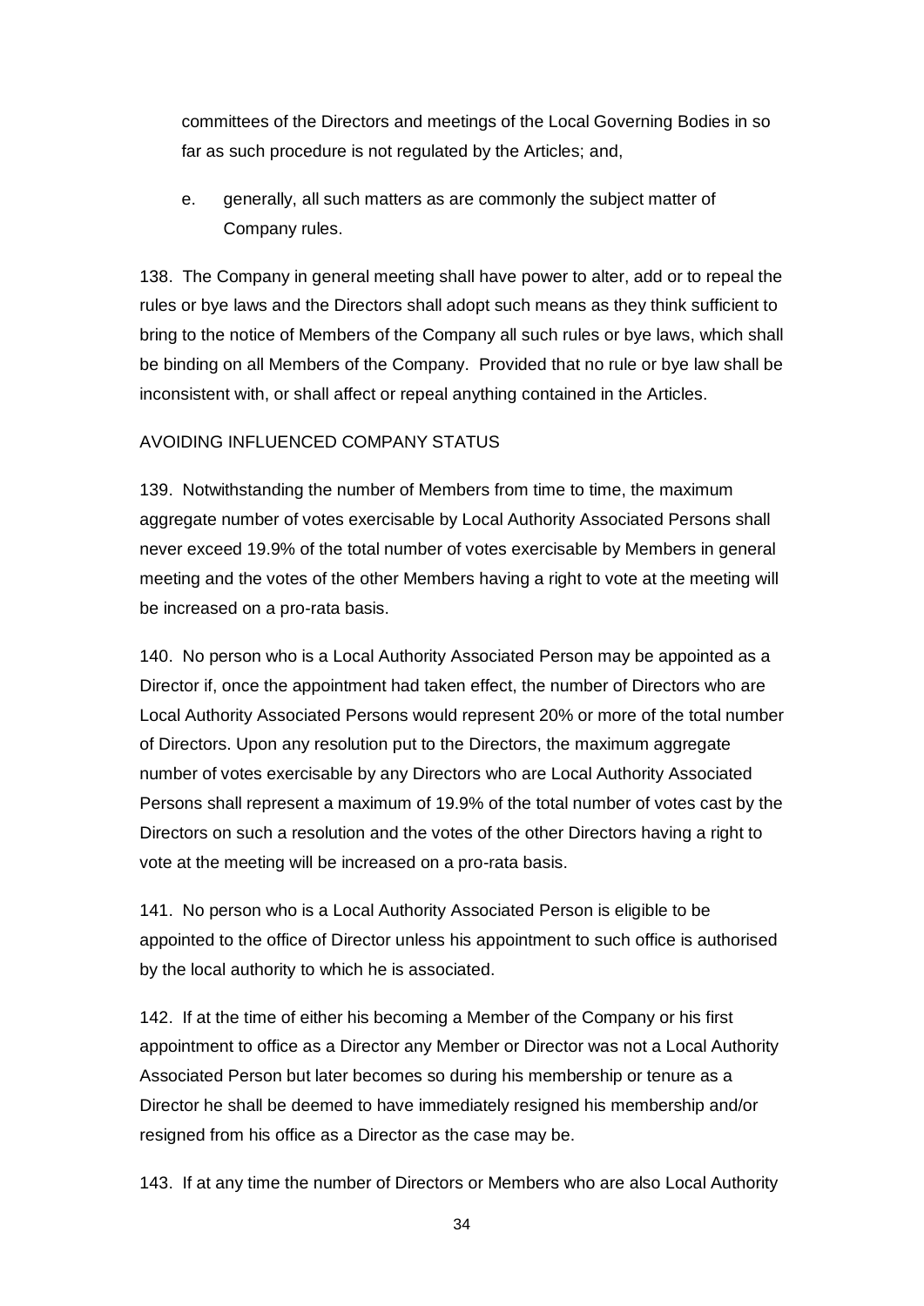committees of the Directors and meetings of the Local Governing Bodies in so far as such procedure is not regulated by the Articles; and,

e. generally, all such matters as are commonly the subject matter of Company rules.

138. The Company in general meeting shall have power to alter, add or to repeal the rules or bye laws and the Directors shall adopt such means as they think sufficient to bring to the notice of Members of the Company all such rules or bye laws, which shall be binding on all Members of the Company. Provided that no rule or bye law shall be inconsistent with, or shall affect or repeal anything contained in the Articles.

AVOIDING INFLUENCED COMPANY STATUS

139. Notwithstanding the number of Members from time to time, the maximum aggregate number of votes exercisable by Local Authority Associated Persons shall never exceed 19.9% of the total number of votes exercisable by Members in general meeting and the votes of the other Members having a right to vote at the meeting will be increased on a pro-rata basis.

140. No person who is a Local Authority Associated Person may be appointed as a Director if, once the appointment had taken effect, the number of Directors who are Local Authority Associated Persons would represent 20% or more of the total number of Directors. Upon any resolution put to the Directors, the maximum aggregate number of votes exercisable by any Directors who are Local Authority Associated Persons shall represent a maximum of 19.9% of the total number of votes cast by the Directors on such a resolution and the votes of the other Directors having a right to vote at the meeting will be increased on a pro-rata basis.

141. No person who is a Local Authority Associated Person is eligible to be appointed to the office of Director unless his appointment to such office is authorised by the local authority to which he is associated.

142. If at the time of either his becoming a Member of the Company or his first appointment to office as a Director any Member or Director was not a Local Authority Associated Person but later becomes so during his membership or tenure as a Director he shall be deemed to have immediately resigned his membership and/or resigned from his office as a Director as the case may be.

143. If at any time the number of Directors or Members who are also Local Authority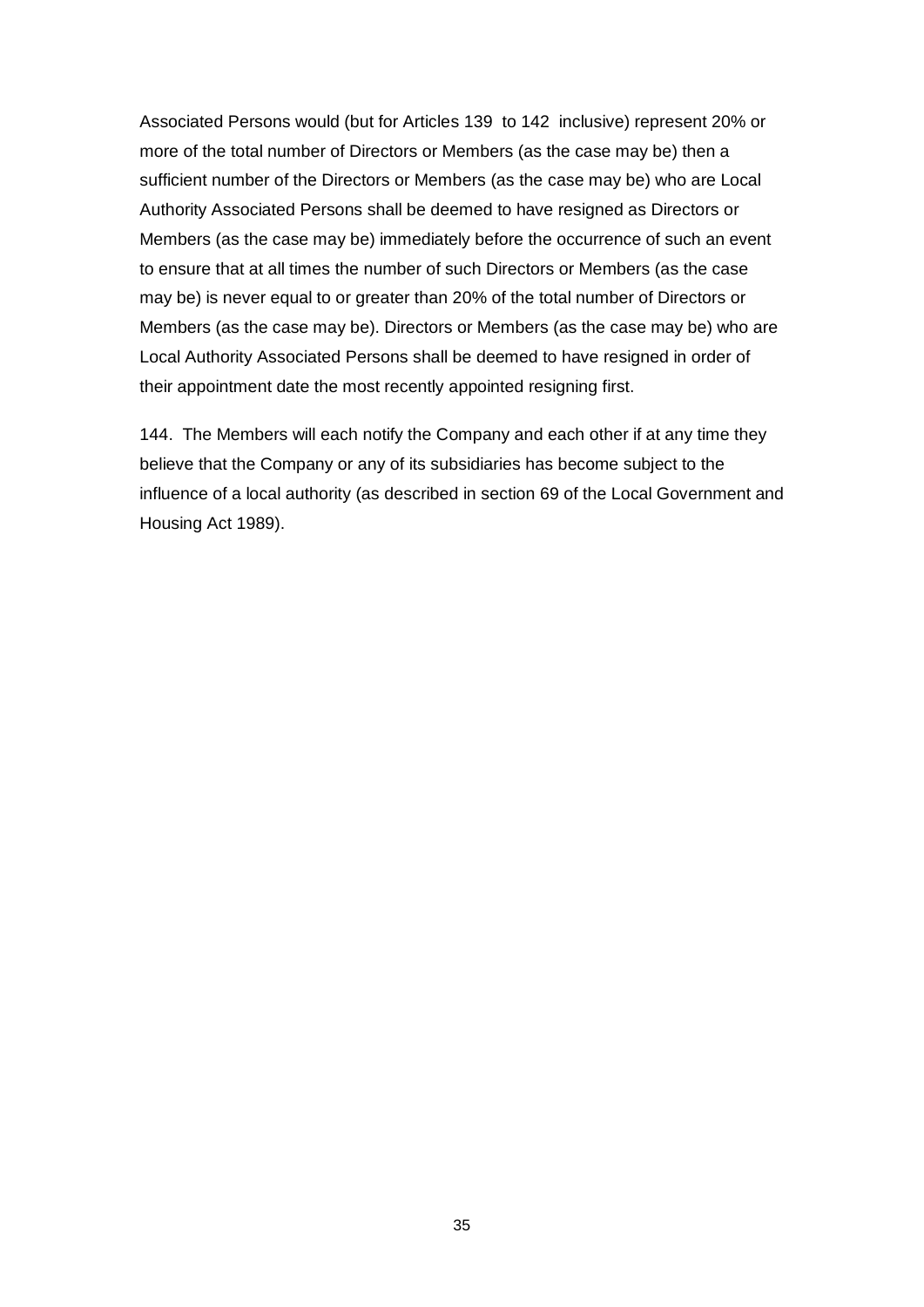Associated Persons would (but for Articles 139 to 142 inclusive) represent 20% or more of the total number of Directors or Members (as the case may be) then a sufficient number of the Directors or Members (as the case may be) who are Local Authority Associated Persons shall be deemed to have resigned as Directors or Members (as the case may be) immediately before the occurrence of such an event to ensure that at all times the number of such Directors or Members (as the case may be) is never equal to or greater than 20% of the total number of Directors or Members (as the case may be). Directors or Members (as the case may be) who are Local Authority Associated Persons shall be deemed to have resigned in order of their appointment date the most recently appointed resigning first.

144. The Members will each notify the Company and each other if at any time they believe that the Company or any of its subsidiaries has become subject to the influence of a local authority (as described in section 69 of the Local Government and Housing Act 1989).